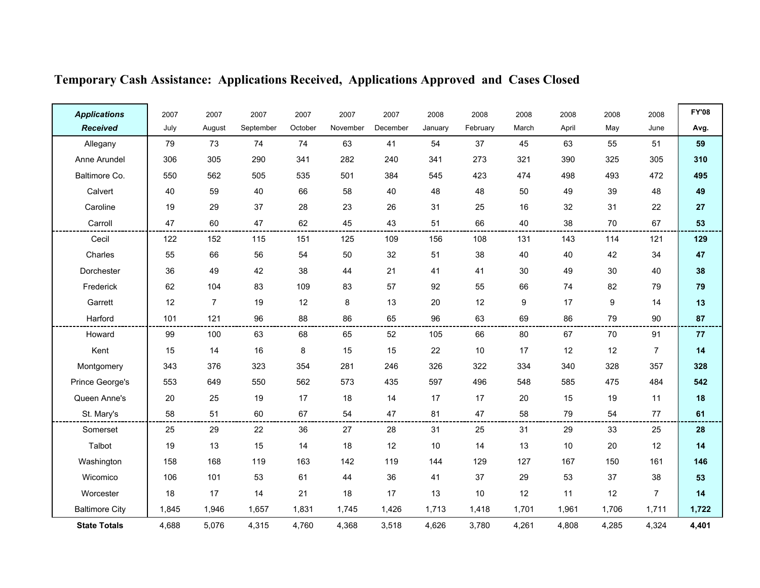# Temporary Cash Assistance: Applications Received, Applications Approved and Cases Closed

| ***Applications Received*** | 2007 July | 2007 August | 2007 September | 2007 October | 2007 November | 2007 December | 2008 January | 2008 February | 2008 March | 2008 April | 2008 May | 2008 June | **FY'08 Avg.** |
|---|---|---|---|---|---|---|---|---|---|---|---|---|---|
| Allegany | 79 | 73 | 74 | 74 | 63 | 41 | 54 | 37 | 45 | 63 | 55 | 51 | **59** |
| Anne Arundel | 306 | 305 | 290 | 341 | 282 | 240 | 341 | 273 | 321 | 390 | 325 | 305 | **310** |
| Baltimore Co. | 550 | 562 | 505 | 535 | 501 | 384 | 545 | 423 | 474 | 498 | 493 | 472 | **495** |
| Calvert | 40 | 59 | 40 | 66 | 58 | 40 | 48 | 48 | 50 | 49 | 39 | 48 | **49** |
| Caroline | 19 | 29 | 37 | 28 | 23 | 26 | 31 | 25 | 16 | 32 | 31 | 22 | **27** |
| Carroll | 47 | 60 | 47 | 62 | 45 | 43 | 51 | 66 | 40 | 38 | 70 | 67 | **53** |
| Cecil | 122 | 152 | 115 | 151 | 125 | 109 | 156 | 108 | 131 | 143 | 114 | 121 | **129** |
| Charles | 55 | 66 | 56 | 54 | 50 | 32 | 51 | 38 | 40 | 40 | 42 | 34 | **47** |
| Dorchester | 36 | 49 | 42 | 38 | 44 | 21 | 41 | 41 | 30 | 49 | 30 | 40 | **38** |
| Frederick | 62 | 104 | 83 | 109 | 83 | 57 | 92 | 55 | 66 | 74 | 82 | 79 | **79** |
| Garrett | 12 | 7 | 19 | 12 | 8 | 13 | 20 | 12 | 9 | 17 | 9 | 14 | **13** |
| Harford | 101 | 121 | 96 | 88 | 86 | 65 | 96 | 63 | 69 | 86 | 79 | 90 | **87** |
| Howard | 99 | 100 | 63 | 68 | 65 | 52 | 105 | 66 | 80 | 67 | 70 | 91 | **77** |
| Kent | 15 | 14 | 16 | 8 | 15 | 15 | 22 | 10 | 17 | 12 | 12 | 7 | **14** |
| Montgomery | 343 | 376 | 323 | 354 | 281 | 246 | 326 | 322 | 334 | 340 | 328 | 357 | **328** |
| Prince George's | 553 | 649 | 550 | 562 | 573 | 435 | 597 | 496 | 548 | 585 | 475 | 484 | **542** |
| Queen Anne's | 20 | 25 | 19 | 17 | 18 | 14 | 17 | 17 | 20 | 15 | 19 | 11 | **18** |
| St. Mary's | 58 | 51 | 60 | 67 | 54 | 47 | 81 | 47 | 58 | 79 | 54 | 77 | **61** |
| Somerset | 25 | 29 | 22 | 36 | 27 | 28 | 31 | 25 | 31 | 29 | 33 | 25 | **28** |
| Talbot | 19 | 13 | 15 | 14 | 18 | 12 | 10 | 14 | 13 | 10 | 20 | 12 | **14** |
| Washington | 158 | 168 | 119 | 163 | 142 | 119 | 144 | 129 | 127 | 167 | 150 | 161 | **146** |
| Wicomico | 106 | 101 | 53 | 61 | 44 | 36 | 41 | 37 | 29 | 53 | 37 | 38 | **53** |
| Worcester | 18 | 17 | 14 | 21 | 18 | 17 | 13 | 10 | 12 | 11 | 12 | 7 | **14** |
| Baltimore City | 1,845 | 1,946 | 1,657 | 1,831 | 1,745 | 1,426 | 1,713 | 1,418 | 1,701 | 1,961 | 1,706 | 1,711 | **1,722** |
| **State Totals** | 4,688 | 5,076 | 4,315 | 4,760 | 4,368 | 3,518 | 4,626 | 3,780 | 4,261 | 4,808 | 4,285 | 4,324 | **4,401** |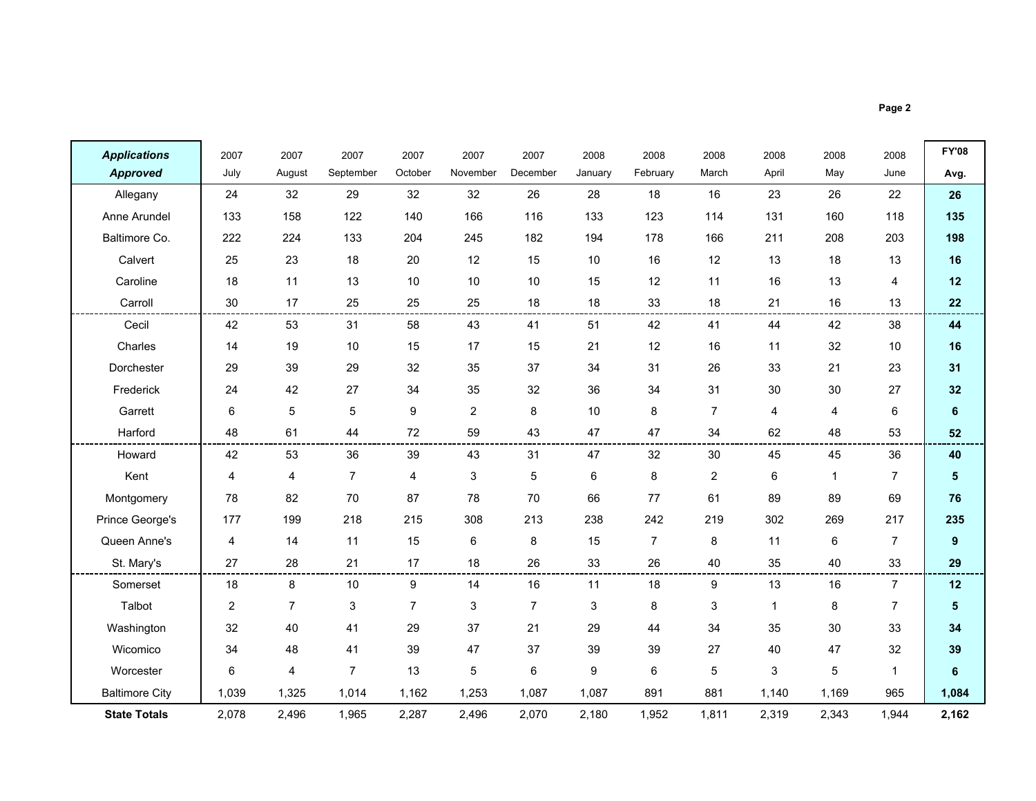| ***Applications Approved*** | 2007 July | 2007 August | 2007 September | 2007 October | 2007 November | 2007 December | 2008 January | 2008 February | 2008 March | 2008 April | 2008 May | 2008 June | **FY'08 Avg.** |
|---|---|---|---|---|---|---|---|---|---|---|---|---|---|
| Allegany | 24 | 32 | 29 | 32 | 32 | 26 | 28 | 18 | 16 | 23 | 26 | 22 | **26** |
| Anne Arundel | 133 | 158 | 122 | 140 | 166 | 116 | 133 | 123 | 114 | 131 | 160 | 118 | **135** |
| Baltimore Co. | 222 | 224 | 133 | 204 | 245 | 182 | 194 | 178 | 166 | 211 | 208 | 203 | **198** |
| Calvert | 25 | 23 | 18 | 20 | 12 | 15 | 10 | 16 | 12 | 13 | 18 | 13 | **16** |
| Caroline | 18 | 11 | 13 | 10 | 10 | 10 | 15 | 12 | 11 | 16 | 13 | 4 | **12** |
| Carroll | 30 | 17 | 25 | 25 | 25 | 18 | 18 | 33 | 18 | 21 | 16 | 13 | **22** |
| Cecil | 42 | 53 | 31 | 58 | 43 | 41 | 51 | 42 | 41 | 44 | 42 | 38 | **44** |
| Charles | 14 | 19 | 10 | 15 | 17 | 15 | 21 | 12 | 16 | 11 | 32 | 10 | **16** |
| Dorchester | 29 | 39 | 29 | 32 | 35 | 37 | 34 | 31 | 26 | 33 | 21 | 23 | **31** |
| Frederick | 24 | 42 | 27 | 34 | 35 | 32 | 36 | 34 | 31 | 30 | 30 | 27 | **32** |
| Garrett | 6 | 5 | 5 | 9 | 2 | 8 | 10 | 8 | 7 | 4 | 4 | 6 | **6** |
| Harford | 48 | 61 | 44 | 72 | 59 | 43 | 47 | 47 | 34 | 62 | 48 | 53 | **52** |
| Howard | 42 | 53 | 36 | 39 | 43 | 31 | 47 | 32 | 30 | 45 | 45 | 36 | **40** |
| Kent | 4 | 4 | 7 | 4 | 3 | 5 | 6 | 8 | 2 | 6 | 1 | 7 | **5** |
| Montgomery | 78 | 82 | 70 | 87 | 78 | 70 | 66 | 77 | 61 | 89 | 89 | 69 | **76** |
| Prince George's | 177 | 199 | 218 | 215 | 308 | 213 | 238 | 242 | 219 | 302 | 269 | 217 | **235** |
| Queen Anne's | 4 | 14 | 11 | 15 | 6 | 8 | 15 | 7 | 8 | 11 | 6 | 7 | **9** |
| St. Mary's | 27 | 28 | 21 | 17 | 18 | 26 | 33 | 26 | 40 | 35 | 40 | 33 | **29** |
| Somerset | 18 | 8 | 10 | 9 | 14 | 16 | 11 | 18 | 9 | 13 | 16 | 7 | **12** |
| Talbot | 2 | 7 | 3 | 7 | 3 | 7 | 3 | 8 | 3 | 1 | 8 | 7 | **5** |
| Washington | 32 | 40 | 41 | 29 | 37 | 21 | 29 | 44 | 34 | 35 | 30 | 33 | **34** |
| Wicomico | 34 | 48 | 41 | 39 | 47 | 37 | 39 | 39 | 27 | 40 | 47 | 32 | **39** |
| Worcester | 6 | 4 | 7 | 13 | 5 | 6 | 9 | 6 | 5 | 3 | 5 | 1 | **6** |
| Baltimore City | 1,039 | 1,325 | 1,014 | 1,162 | 1,253 | 1,087 | 1,087 | 891 | 881 | 1,140 | 1,169 | 965 | **1,084** |
| **State Totals** | 2,078 | 2,496 | 1,965 | 2,287 | 2,496 | 2,070 | 2,180 | 1,952 | 1,811 | 2,319 | 2,343 | 1,944 | **2,162** |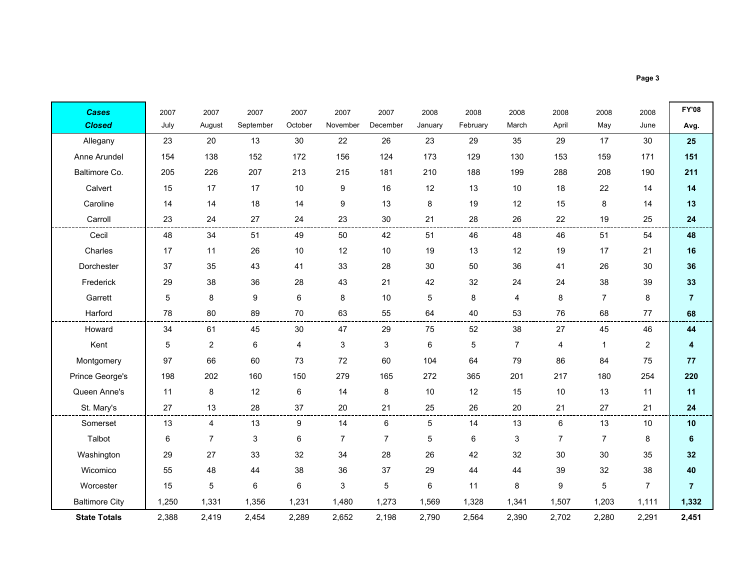| ***Cases Closed*** | 2007 July | 2007 August | 2007 September | 2007 October | 2007 November | 2007 December | 2008 January | 2008 February | 2008 March | 2008 April | 2008 May | 2008 June | **FY'08 Avg.** |
|---|---|---|---|---|---|---|---|---|---|---|---|---|---|
| Allegany | 23 | 20 | 13 | 30 | 22 | 26 | 23 | 29 | 35 | 29 | 17 | 30 | **25** |
| Anne Arundel | 154 | 138 | 152 | 172 | 156 | 124 | 173 | 129 | 130 | 153 | 159 | 171 | **151** |
| Baltimore Co. | 205 | 226 | 207 | 213 | 215 | 181 | 210 | 188 | 199 | 288 | 208 | 190 | **211** |
| Calvert | 15 | 17 | 17 | 10 | 9 | 16 | 12 | 13 | 10 | 18 | 22 | 14 | **14** |
| Caroline | 14 | 14 | 18 | 14 | 9 | 13 | 8 | 19 | 12 | 15 | 8 | 14 | **13** |
| Carroll | 23 | 24 | 27 | 24 | 23 | 30 | 21 | 28 | 26 | 22 | 19 | 25 | **24** |
| Cecil | 48 | 34 | 51 | 49 | 50 | 42 | 51 | 46 | 48 | 46 | 51 | 54 | **48** |
| Charles | 17 | 11 | 26 | 10 | 12 | 10 | 19 | 13 | 12 | 19 | 17 | 21 | **16** |
| Dorchester | 37 | 35 | 43 | 41 | 33 | 28 | 30 | 50 | 36 | 41 | 26 | 30 | **36** |
| Frederick | 29 | 38 | 36 | 28 | 43 | 21 | 42 | 32 | 24 | 24 | 38 | 39 | **33** |
| Garrett | 5 | 8 | 9 | 6 | 8 | 10 | 5 | 8 | 4 | 8 | 7 | 8 | **7** |
| Harford | 78 | 80 | 89 | 70 | 63 | 55 | 64 | 40 | 53 | 76 | 68 | 77 | **68** |
| Howard | 34 | 61 | 45 | 30 | 47 | 29 | 75 | 52 | 38 | 27 | 45 | 46 | **44** |
| Kent | 5 | 2 | 6 | 4 | 3 | 3 | 6 | 5 | 7 | 4 | 1 | 2 | **4** |
| Montgomery | 97 | 66 | 60 | 73 | 72 | 60 | 104 | 64 | 79 | 86 | 84 | 75 | **77** |
| Prince George's | 198 | 202 | 160 | 150 | 279 | 165 | 272 | 365 | 201 | 217 | 180 | 254 | **220** |
| Queen Anne's | 11 | 8 | 12 | 6 | 14 | 8 | 10 | 12 | 15 | 10 | 13 | 11 | **11** |
| St. Mary's | 27 | 13 | 28 | 37 | 20 | 21 | 25 | 26 | 20 | 21 | 27 | 21 | **24** |
| Somerset | 13 | 4 | 13 | 9 | 14 | 6 | 5 | 14 | 13 | 6 | 13 | 10 | **10** |
| Talbot | 6 | 7 | 3 | 6 | 7 | 7 | 5 | 6 | 3 | 7 | 7 | 8 | **6** |
| Washington | 29 | 27 | 33 | 32 | 34 | 28 | 26 | 42 | 32 | 30 | 30 | 35 | **32** |
| Wicomico | 55 | 48 | 44 | 38 | 36 | 37 | 29 | 44 | 44 | 39 | 32 | 38 | **40** |
| Worcester | 15 | 5 | 6 | 6 | 3 | 5 | 6 | 11 | 8 | 9 | 5 | 7 | **7** |
| Baltimore City | 1,250 | 1,331 | 1,356 | 1,231 | 1,480 | 1,273 | 1,569 | 1,328 | 1,341 | 1,507 | 1,203 | 1,111 | **1,332** |
| **State Totals** | 2,388 | 2,419 | 2,454 | 2,289 | 2,652 | 2,198 | 2,790 | 2,564 | 2,390 | 2,702 | 2,280 | 2,291 | **2,451** |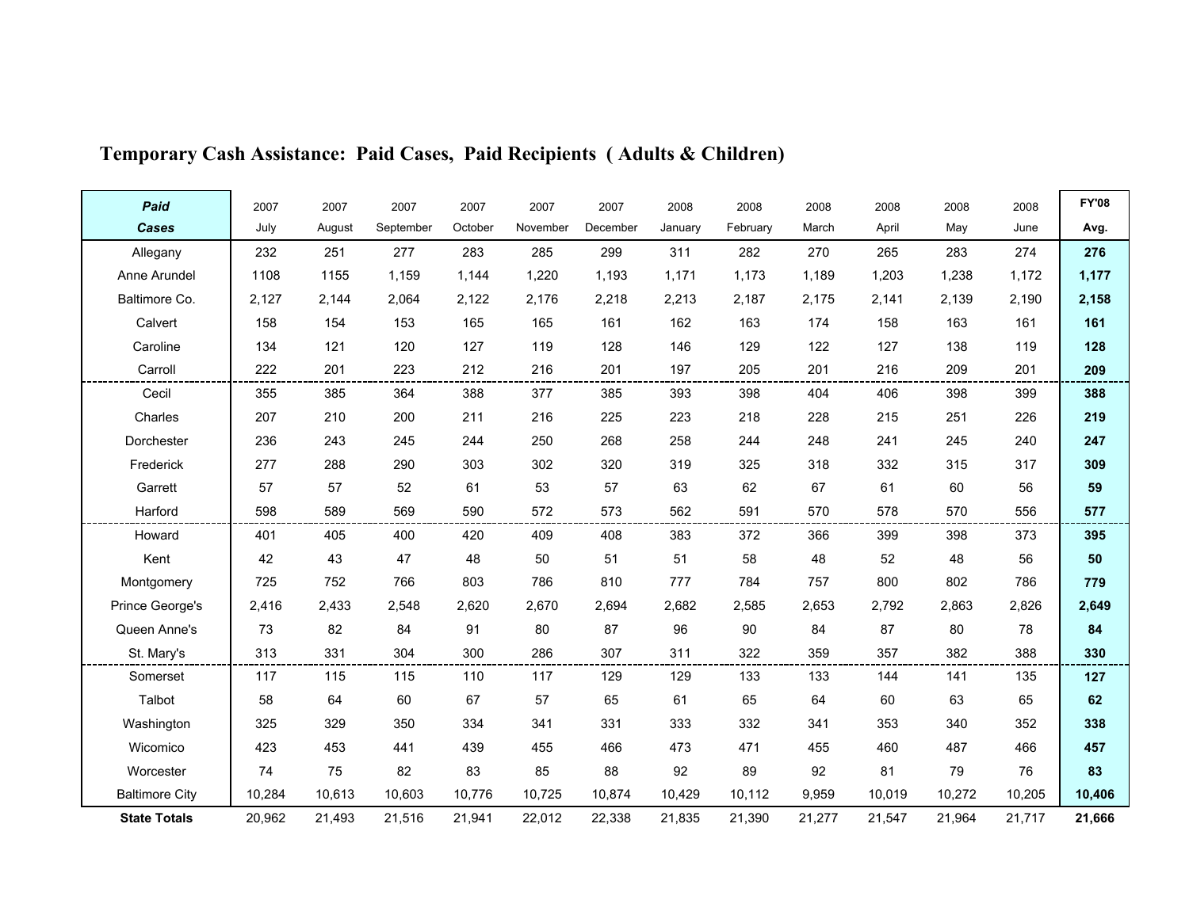# Temporary Cash Assistance: Paid Cases, Paid Recipients ( Adults & Children)

| ***Paid Cases*** | 2007 July | 2007 August | 2007 September | 2007 October | 2007 November | 2007 December | 2008 January | 2008 February | 2008 March | 2008 April | 2008 May | 2008 June | **FY'08 Avg.** |
|---|---|---|---|---|---|---|---|---|---|---|---|---|---|
| Allegany | 232 | 251 | 277 | 283 | 285 | 299 | 311 | 282 | 270 | 265 | 283 | 274 | **276** |
| Anne Arundel | 1108 | 1155 | 1,159 | 1,144 | 1,220 | 1,193 | 1,171 | 1,173 | 1,189 | 1,203 | 1,238 | 1,172 | **1,177** |
| Baltimore Co. | 2,127 | 2,144 | 2,064 | 2,122 | 2,176 | 2,218 | 2,213 | 2,187 | 2,175 | 2,141 | 2,139 | 2,190 | **2,158** |
| Calvert | 158 | 154 | 153 | 165 | 165 | 161 | 162 | 163 | 174 | 158 | 163 | 161 | **161** |
| Caroline | 134 | 121 | 120 | 127 | 119 | 128 | 146 | 129 | 122 | 127 | 138 | 119 | **128** |
| Carroll | 222 | 201 | 223 | 212 | 216 | 201 | 197 | 205 | 201 | 216 | 209 | 201 | **209** |
| Cecil | 355 | 385 | 364 | 388 | 377 | 385 | 393 | 398 | 404 | 406 | 398 | 399 | **388** |
| Charles | 207 | 210 | 200 | 211 | 216 | 225 | 223 | 218 | 228 | 215 | 251 | 226 | **219** |
| Dorchester | 236 | 243 | 245 | 244 | 250 | 268 | 258 | 244 | 248 | 241 | 245 | 240 | **247** |
| Frederick | 277 | 288 | 290 | 303 | 302 | 320 | 319 | 325 | 318 | 332 | 315 | 317 | **309** |
| Garrett | 57 | 57 | 52 | 61 | 53 | 57 | 63 | 62 | 67 | 61 | 60 | 56 | **59** |
| Harford | 598 | 589 | 569 | 590 | 572 | 573 | 562 | 591 | 570 | 578 | 570 | 556 | **577** |
| Howard | 401 | 405 | 400 | 420 | 409 | 408 | 383 | 372 | 366 | 399 | 398 | 373 | **395** |
| Kent | 42 | 43 | 47 | 48 | 50 | 51 | 51 | 58 | 48 | 52 | 48 | 56 | **50** |
| Montgomery | 725 | 752 | 766 | 803 | 786 | 810 | 777 | 784 | 757 | 800 | 802 | 786 | **779** |
| Prince George's | 2,416 | 2,433 | 2,548 | 2,620 | 2,670 | 2,694 | 2,682 | 2,585 | 2,653 | 2,792 | 2,863 | 2,826 | **2,649** |
| Queen Anne's | 73 | 82 | 84 | 91 | 80 | 87 | 96 | 90 | 84 | 87 | 80 | 78 | **84** |
| St. Mary's | 313 | 331 | 304 | 300 | 286 | 307 | 311 | 322 | 359 | 357 | 382 | 388 | **330** |
| Somerset | 117 | 115 | 115 | 110 | 117 | 129 | 129 | 133 | 133 | 144 | 141 | 135 | **127** |
| Talbot | 58 | 64 | 60 | 67 | 57 | 65 | 61 | 65 | 64 | 60 | 63 | 65 | **62** |
| Washington | 325 | 329 | 350 | 334 | 341 | 331 | 333 | 332 | 341 | 353 | 340 | 352 | **338** |
| Wicomico | 423 | 453 | 441 | 439 | 455 | 466 | 473 | 471 | 455 | 460 | 487 | 466 | **457** |
| Worcester | 74 | 75 | 82 | 83 | 85 | 88 | 92 | 89 | 92 | 81 | 79 | 76 | **83** |
| Baltimore City | 10,284 | 10,613 | 10,603 | 10,776 | 10,725 | 10,874 | 10,429 | 10,112 | 9,959 | 10,019 | 10,272 | 10,205 | **10,406** |
| **State Totals** | 20,962 | 21,493 | 21,516 | 21,941 | 22,012 | 22,338 | 21,835 | 21,390 | 21,277 | 21,547 | 21,964 | 21,717 | **21,666** |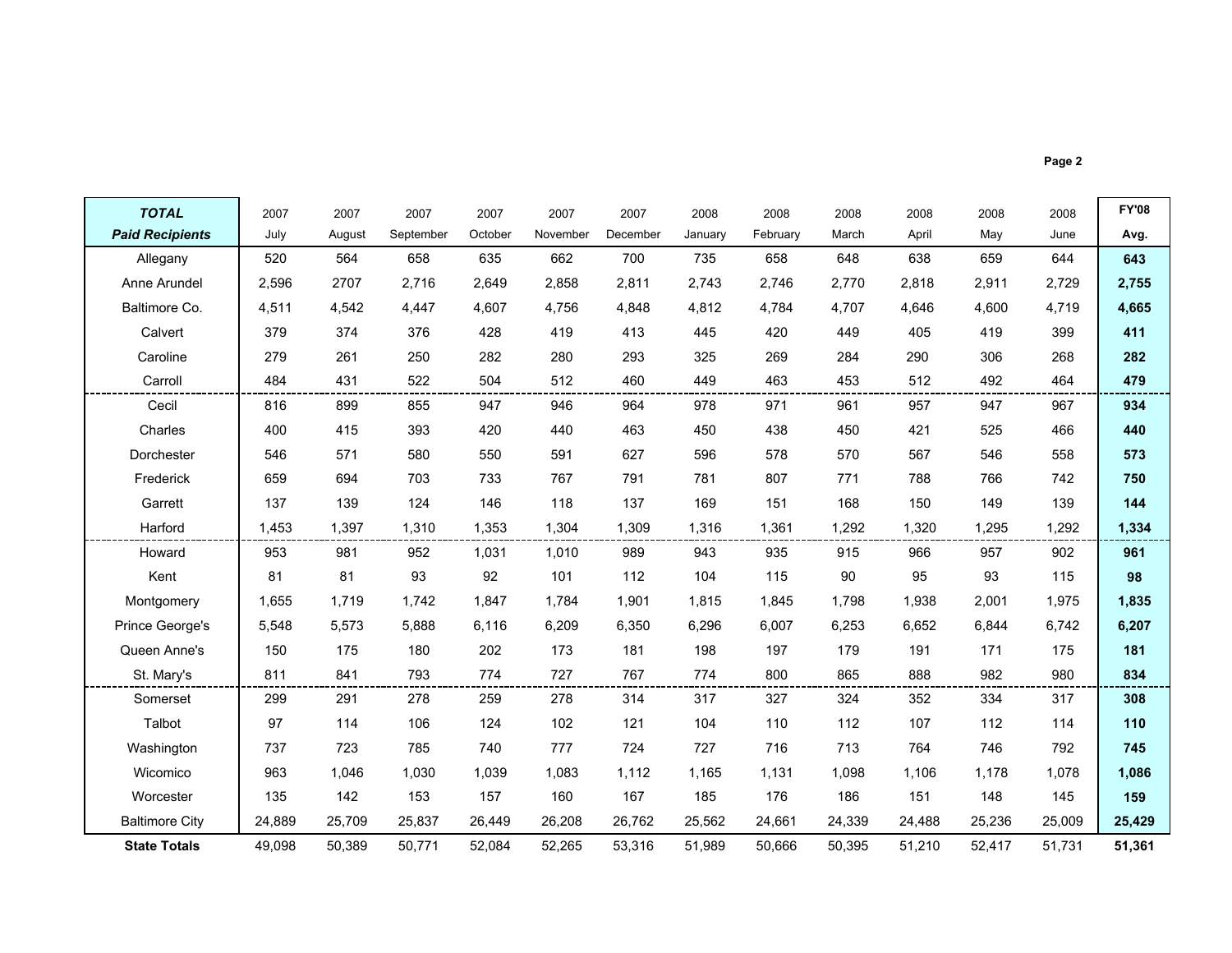| ***TOTAL Paid Recipients*** | 2007 July | 2007 August | 2007 September | 2007 October | 2007 November | 2007 December | 2008 January | 2008 February | 2008 March | 2008 April | 2008 May | 2008 June | **FY'08 Avg.** |
|---|---|---|---|---|---|---|---|---|---|---|---|---|---|
| Allegany | 520 | 564 | 658 | 635 | 662 | 700 | 735 | 658 | 648 | 638 | 659 | 644 | **643** |
| Anne Arundel | 2,596 | 2707 | 2,716 | 2,649 | 2,858 | 2,811 | 2,743 | 2,746 | 2,770 | 2,818 | 2,911 | 2,729 | **2,755** |
| Baltimore Co. | 4,511 | 4,542 | 4,447 | 4,607 | 4,756 | 4,848 | 4,812 | 4,784 | 4,707 | 4,646 | 4,600 | 4,719 | **4,665** |
| Calvert | 379 | 374 | 376 | 428 | 419 | 413 | 445 | 420 | 449 | 405 | 419 | 399 | **411** |
| Caroline | 279 | 261 | 250 | 282 | 280 | 293 | 325 | 269 | 284 | 290 | 306 | 268 | **282** |
| Carroll | 484 | 431 | 522 | 504 | 512 | 460 | 449 | 463 | 453 | 512 | 492 | 464 | **479** |
| Cecil | 816 | 899 | 855 | 947 | 946 | 964 | 978 | 971 | 961 | 957 | 947 | 967 | **934** |
| Charles | 400 | 415 | 393 | 420 | 440 | 463 | 450 | 438 | 450 | 421 | 525 | 466 | **440** |
| Dorchester | 546 | 571 | 580 | 550 | 591 | 627 | 596 | 578 | 570 | 567 | 546 | 558 | **573** |
| Frederick | 659 | 694 | 703 | 733 | 767 | 791 | 781 | 807 | 771 | 788 | 766 | 742 | **750** |
| Garrett | 137 | 139 | 124 | 146 | 118 | 137 | 169 | 151 | 168 | 150 | 149 | 139 | **144** |
| Harford | 1,453 | 1,397 | 1,310 | 1,353 | 1,304 | 1,309 | 1,316 | 1,361 | 1,292 | 1,320 | 1,295 | 1,292 | **1,334** |
| Howard | 953 | 981 | 952 | 1,031 | 1,010 | 989 | 943 | 935 | 915 | 966 | 957 | 902 | **961** |
| Kent | 81 | 81 | 93 | 92 | 101 | 112 | 104 | 115 | 90 | 95 | 93 | 115 | **98** |
| Montgomery | 1,655 | 1,719 | 1,742 | 1,847 | 1,784 | 1,901 | 1,815 | 1,845 | 1,798 | 1,938 | 2,001 | 1,975 | **1,835** |
| Prince George's | 5,548 | 5,573 | 5,888 | 6,116 | 6,209 | 6,350 | 6,296 | 6,007 | 6,253 | 6,652 | 6,844 | 6,742 | **6,207** |
| Queen Anne's | 150 | 175 | 180 | 202 | 173 | 181 | 198 | 197 | 179 | 191 | 171 | 175 | **181** |
| St. Mary's | 811 | 841 | 793 | 774 | 727 | 767 | 774 | 800 | 865 | 888 | 982 | 980 | **834** |
| Somerset | 299 | 291 | 278 | 259 | 278 | 314 | 317 | 327 | 324 | 352 | 334 | 317 | **308** |
| Talbot | 97 | 114 | 106 | 124 | 102 | 121 | 104 | 110 | 112 | 107 | 112 | 114 | **110** |
| Washington | 737 | 723 | 785 | 740 | 777 | 724 | 727 | 716 | 713 | 764 | 746 | 792 | **745** |
| Wicomico | 963 | 1,046 | 1,030 | 1,039 | 1,083 | 1,112 | 1,165 | 1,131 | 1,098 | 1,106 | 1,178 | 1,078 | **1,086** |
| Worcester | 135 | 142 | 153 | 157 | 160 | 167 | 185 | 176 | 186 | 151 | 148 | 145 | **159** |
| Baltimore City | 24,889 | 25,709 | 25,837 | 26,449 | 26,208 | 26,762 | 25,562 | 24,661 | 24,339 | 24,488 | 25,236 | 25,009 | **25,429** |
| **State Totals** | 49,098 | 50,389 | 50,771 | 52,084 | 52,265 | 53,316 | 51,989 | 50,666 | 50,395 | 51,210 | 52,417 | 51,731 | **51,361** |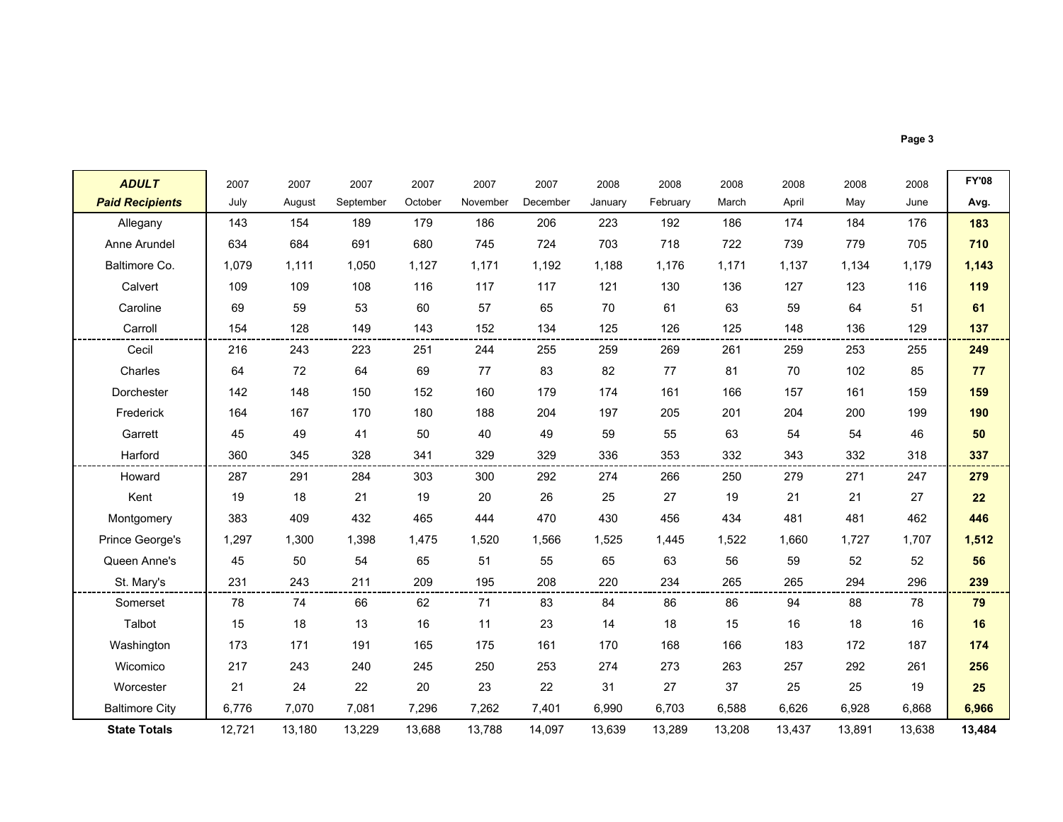| ***ADULT Paid Recipients*** | 2007 July | 2007 August | 2007 September | 2007 October | 2007 November | 2007 December | 2008 January | 2008 February | 2008 March | 2008 April | 2008 May | 2008 June | **FY'08 Avg.** |
|---|---|---|---|---|---|---|---|---|---|---|---|---|---|
| Allegany | 143 | 154 | 189 | 179 | 186 | 206 | 223 | 192 | 186 | 174 | 184 | 176 | **183** |
| Anne Arundel | 634 | 684 | 691 | 680 | 745 | 724 | 703 | 718 | 722 | 739 | 779 | 705 | **710** |
| Baltimore Co. | 1,079 | 1,111 | 1,050 | 1,127 | 1,171 | 1,192 | 1,188 | 1,176 | 1,171 | 1,137 | 1,134 | 1,179 | **1,143** |
| Calvert | 109 | 109 | 108 | 116 | 117 | 117 | 121 | 130 | 136 | 127 | 123 | 116 | **119** |
| Caroline | 69 | 59 | 53 | 60 | 57 | 65 | 70 | 61 | 63 | 59 | 64 | 51 | **61** |
| Carroll | 154 | 128 | 149 | 143 | 152 | 134 | 125 | 126 | 125 | 148 | 136 | 129 | **137** |
| Cecil | 216 | 243 | 223 | 251 | 244 | 255 | 259 | 269 | 261 | 259 | 253 | 255 | **249** |
| Charles | 64 | 72 | 64 | 69 | 77 | 83 | 82 | 77 | 81 | 70 | 102 | 85 | **77** |
| Dorchester | 142 | 148 | 150 | 152 | 160 | 179 | 174 | 161 | 166 | 157 | 161 | 159 | **159** |
| Frederick | 164 | 167 | 170 | 180 | 188 | 204 | 197 | 205 | 201 | 204 | 200 | 199 | **190** |
| Garrett | 45 | 49 | 41 | 50 | 40 | 49 | 59 | 55 | 63 | 54 | 54 | 46 | **50** |
| Harford | 360 | 345 | 328 | 341 | 329 | 329 | 336 | 353 | 332 | 343 | 332 | 318 | **337** |
| Howard | 287 | 291 | 284 | 303 | 300 | 292 | 274 | 266 | 250 | 279 | 271 | 247 | **279** |
| Kent | 19 | 18 | 21 | 19 | 20 | 26 | 25 | 27 | 19 | 21 | 21 | 27 | **22** |
| Montgomery | 383 | 409 | 432 | 465 | 444 | 470 | 430 | 456 | 434 | 481 | 481 | 462 | **446** |
| Prince George's | 1,297 | 1,300 | 1,398 | 1,475 | 1,520 | 1,566 | 1,525 | 1,445 | 1,522 | 1,660 | 1,727 | 1,707 | **1,512** |
| Queen Anne's | 45 | 50 | 54 | 65 | 51 | 55 | 65 | 63 | 56 | 59 | 52 | 52 | **56** |
| St. Mary's | 231 | 243 | 211 | 209 | 195 | 208 | 220 | 234 | 265 | 265 | 294 | 296 | **239** |
| Somerset | 78 | 74 | 66 | 62 | 71 | 83 | 84 | 86 | 86 | 94 | 88 | 78 | **79** |
| Talbot | 15 | 18 | 13 | 16 | 11 | 23 | 14 | 18 | 15 | 16 | 18 | 16 | **16** |
| Washington | 173 | 171 | 191 | 165 | 175 | 161 | 170 | 168 | 166 | 183 | 172 | 187 | **174** |
| Wicomico | 217 | 243 | 240 | 245 | 250 | 253 | 274 | 273 | 263 | 257 | 292 | 261 | **256** |
| Worcester | 21 | 24 | 22 | 20 | 23 | 22 | 31 | 27 | 37 | 25 | 25 | 19 | **25** |
| Baltimore City | 6,776 | 7,070 | 7,081 | 7,296 | 7,262 | 7,401 | 6,990 | 6,703 | 6,588 | 6,626 | 6,928 | 6,868 | **6,966** |
| **State Totals** | 12,721 | 13,180 | 13,229 | 13,688 | 13,788 | 14,097 | 13,639 | 13,289 | 13,208 | 13,437 | 13,891 | 13,638 | **13,484** |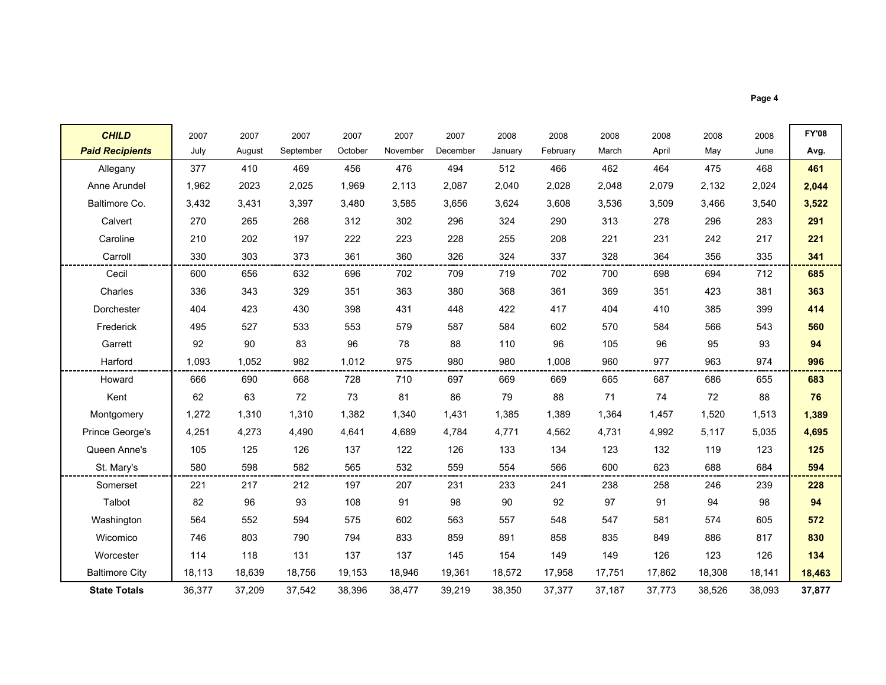| ***CHILD*** ***Paid Recipients*** | 2007 July | 2007 August | 2007 September | 2007 October | 2007 November | 2007 December | 2008 January | 2008 February | 2008 March | 2008 April | 2008 May | 2008 June | **FY'08 Avg.** |
|---|---|---|---|---|---|---|---|---|---|---|---|---|---|
| Allegany | 377 | 410 | 469 | 456 | 476 | 494 | 512 | 466 | 462 | 464 | 475 | 468 | **461** |
| Anne Arundel | 1,962 | 2023 | 2,025 | 1,969 | 2,113 | 2,087 | 2,040 | 2,028 | 2,048 | 2,079 | 2,132 | 2,024 | **2,044** |
| Baltimore Co. | 3,432 | 3,431 | 3,397 | 3,480 | 3,585 | 3,656 | 3,624 | 3,608 | 3,536 | 3,509 | 3,466 | 3,540 | **3,522** |
| Calvert | 270 | 265 | 268 | 312 | 302 | 296 | 324 | 290 | 313 | 278 | 296 | 283 | **291** |
| Caroline | 210 | 202 | 197 | 222 | 223 | 228 | 255 | 208 | 221 | 231 | 242 | 217 | **221** |
| Carroll | 330 | 303 | 373 | 361 | 360 | 326 | 324 | 337 | 328 | 364 | 356 | 335 | **341** |
| Cecil | 600 | 656 | 632 | 696 | 702 | 709 | 719 | 702 | 700 | 698 | 694 | 712 | **685** |
| Charles | 336 | 343 | 329 | 351 | 363 | 380 | 368 | 361 | 369 | 351 | 423 | 381 | **363** |
| Dorchester | 404 | 423 | 430 | 398 | 431 | 448 | 422 | 417 | 404 | 410 | 385 | 399 | **414** |
| Frederick | 495 | 527 | 533 | 553 | 579 | 587 | 584 | 602 | 570 | 584 | 566 | 543 | **560** |
| Garrett | 92 | 90 | 83 | 96 | 78 | 88 | 110 | 96 | 105 | 96 | 95 | 93 | **94** |
| Harford | 1,093 | 1,052 | 982 | 1,012 | 975 | 980 | 980 | 1,008 | 960 | 977 | 963 | 974 | **996** |
| Howard | 666 | 690 | 668 | 728 | 710 | 697 | 669 | 669 | 665 | 687 | 686 | 655 | **683** |
| Kent | 62 | 63 | 72 | 73 | 81 | 86 | 79 | 88 | 71 | 74 | 72 | 88 | **76** |
| Montgomery | 1,272 | 1,310 | 1,310 | 1,382 | 1,340 | 1,431 | 1,385 | 1,389 | 1,364 | 1,457 | 1,520 | 1,513 | **1,389** |
| Prince George's | 4,251 | 4,273 | 4,490 | 4,641 | 4,689 | 4,784 | 4,771 | 4,562 | 4,731 | 4,992 | 5,117 | 5,035 | **4,695** |
| Queen Anne's | 105 | 125 | 126 | 137 | 122 | 126 | 133 | 134 | 123 | 132 | 119 | 123 | **125** |
| St. Mary's | 580 | 598 | 582 | 565 | 532 | 559 | 554 | 566 | 600 | 623 | 688 | 684 | **594** |
| Somerset | 221 | 217 | 212 | 197 | 207 | 231 | 233 | 241 | 238 | 258 | 246 | 239 | **228** |
| Talbot | 82 | 96 | 93 | 108 | 91 | 98 | 90 | 92 | 97 | 91 | 94 | 98 | **94** |
| Washington | 564 | 552 | 594 | 575 | 602 | 563 | 557 | 548 | 547 | 581 | 574 | 605 | **572** |
| Wicomico | 746 | 803 | 790 | 794 | 833 | 859 | 891 | 858 | 835 | 849 | 886 | 817 | **830** |
| Worcester | 114 | 118 | 131 | 137 | 137 | 145 | 154 | 149 | 149 | 126 | 123 | 126 | **134** |
| Baltimore City | 18,113 | 18,639 | 18,756 | 19,153 | 18,946 | 19,361 | 18,572 | 17,958 | 17,751 | 17,862 | 18,308 | 18,141 | **18,463** |
| **State Totals** | 36,377 | 37,209 | 37,542 | 38,396 | 38,477 | 39,219 | 38,350 | 37,377 | 37,187 | 37,773 | 38,526 | 38,093 | **37,877** |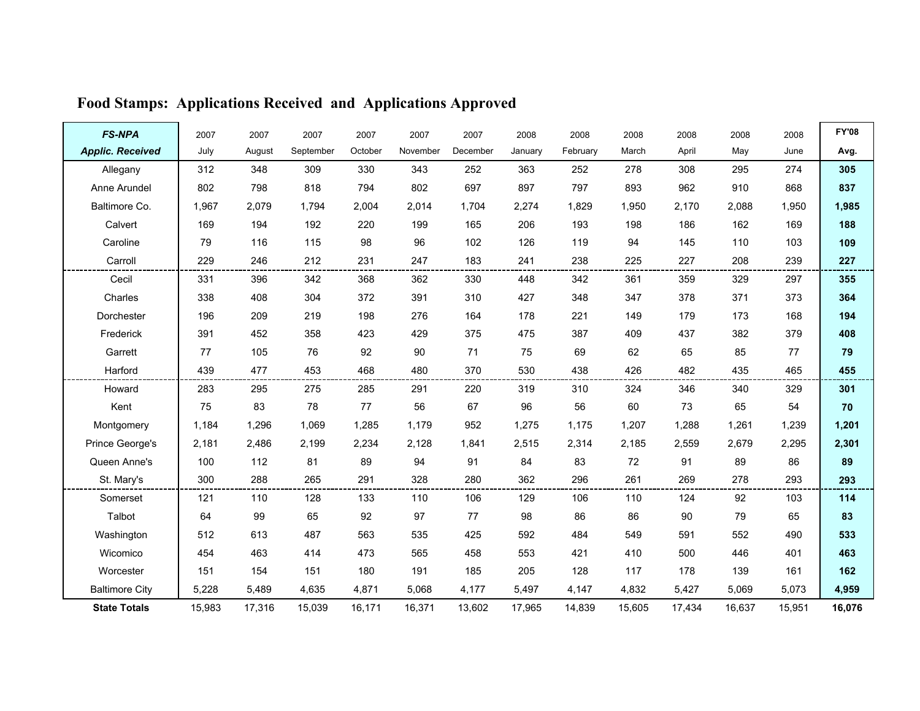# Food Stamps: Applications Received and Applications Approved

| *FS-NPA* *Applic. Received* | 2007 July | 2007 August | 2007 September | 2007 October | 2007 November | 2007 December | 2008 January | 2008 February | 2008 March | 2008 April | 2008 May | 2008 June | FY'08 Avg. |
|---|---|---|---|---|---|---|---|---|---|---|---|---|---|
| Allegany | 312 | 348 | 309 | 330 | 343 | 252 | 363 | 252 | 278 | 308 | 295 | 274 | **305** |
| Anne Arundel | 802 | 798 | 818 | 794 | 802 | 697 | 897 | 797 | 893 | 962 | 910 | 868 | **837** |
| Baltimore Co. | 1,967 | 2,079 | 1,794 | 2,004 | 2,014 | 1,704 | 2,274 | 1,829 | 1,950 | 2,170 | 2,088 | 1,950 | **1,985** |
| Calvert | 169 | 194 | 192 | 220 | 199 | 165 | 206 | 193 | 198 | 186 | 162 | 169 | **188** |
| Caroline | 79 | 116 | 115 | 98 | 96 | 102 | 126 | 119 | 94 | 145 | 110 | 103 | **109** |
| Carroll | 229 | 246 | 212 | 231 | 247 | 183 | 241 | 238 | 225 | 227 | 208 | 239 | **227** |
| Cecil | 331 | 396 | 342 | 368 | 362 | 330 | 448 | 342 | 361 | 359 | 329 | 297 | **355** |
| Charles | 338 | 408 | 304 | 372 | 391 | 310 | 427 | 348 | 347 | 378 | 371 | 373 | **364** |
| Dorchester | 196 | 209 | 219 | 198 | 276 | 164 | 178 | 221 | 149 | 179 | 173 | 168 | **194** |
| Frederick | 391 | 452 | 358 | 423 | 429 | 375 | 475 | 387 | 409 | 437 | 382 | 379 | **408** |
| Garrett | 77 | 105 | 76 | 92 | 90 | 71 | 75 | 69 | 62 | 65 | 85 | 77 | **79** |
| Harford | 439 | 477 | 453 | 468 | 480 | 370 | 530 | 438 | 426 | 482 | 435 | 465 | **455** |
| Howard | 283 | 295 | 275 | 285 | 291 | 220 | 319 | 310 | 324 | 346 | 340 | 329 | **301** |
| Kent | 75 | 83 | 78 | 77 | 56 | 67 | 96 | 56 | 60 | 73 | 65 | 54 | **70** |
| Montgomery | 1,184 | 1,296 | 1,069 | 1,285 | 1,179 | 952 | 1,275 | 1,175 | 1,207 | 1,288 | 1,261 | 1,239 | **1,201** |
| Prince George's | 2,181 | 2,486 | 2,199 | 2,234 | 2,128 | 1,841 | 2,515 | 2,314 | 2,185 | 2,559 | 2,679 | 2,295 | **2,301** |
| Queen Anne's | 100 | 112 | 81 | 89 | 94 | 91 | 84 | 83 | 72 | 91 | 89 | 86 | **89** |
| St. Mary's | 300 | 288 | 265 | 291 | 328 | 280 | 362 | 296 | 261 | 269 | 278 | 293 | **293** |
| Somerset | 121 | 110 | 128 | 133 | 110 | 106 | 129 | 106 | 110 | 124 | 92 | 103 | **114** |
| Talbot | 64 | 99 | 65 | 92 | 97 | 77 | 98 | 86 | 86 | 90 | 79 | 65 | **83** |
| Washington | 512 | 613 | 487 | 563 | 535 | 425 | 592 | 484 | 549 | 591 | 552 | 490 | **533** |
| Wicomico | 454 | 463 | 414 | 473 | 565 | 458 | 553 | 421 | 410 | 500 | 446 | 401 | **463** |
| Worcester | 151 | 154 | 151 | 180 | 191 | 185 | 205 | 128 | 117 | 178 | 139 | 161 | **162** |
| Baltimore City | 5,228 | 5,489 | 4,635 | 4,871 | 5,068 | 4,177 | 5,497 | 4,147 | 4,832 | 5,427 | 5,069 | 5,073 | **4,959** |
| **State Totals** | 15,983 | 17,316 | 15,039 | 16,171 | 16,371 | 13,602 | 17,965 | 14,839 | 15,605 | 17,434 | 16,637 | 15,951 | **16,076** |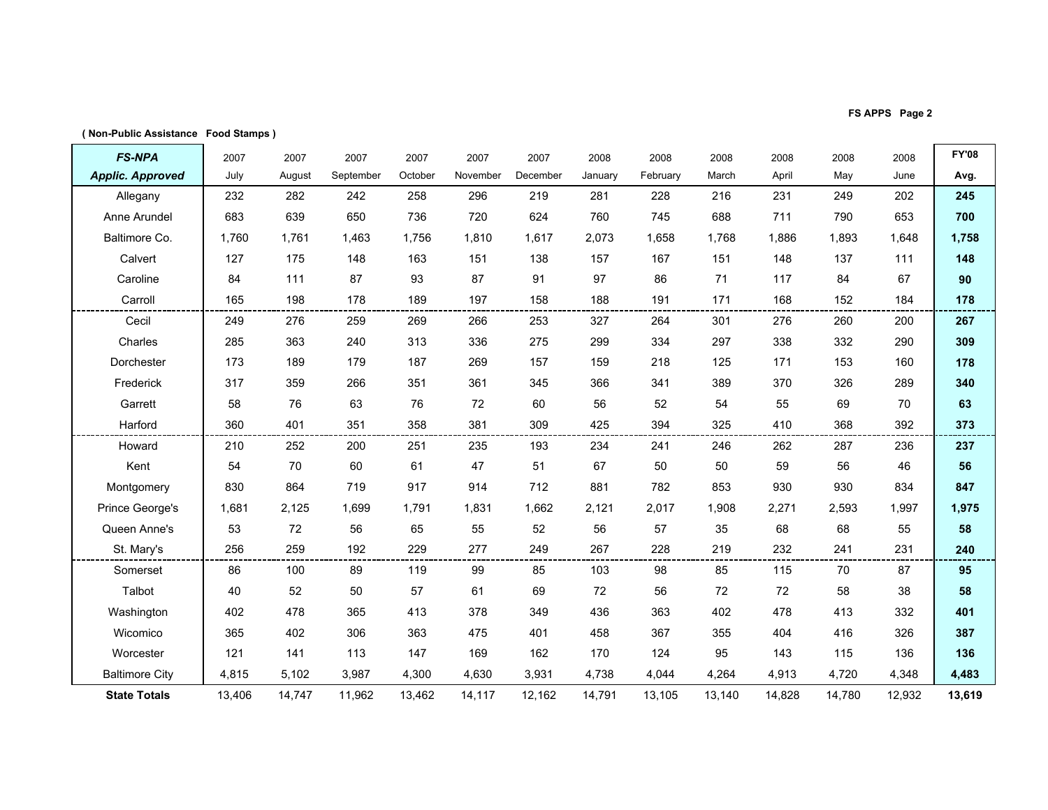( Non-Public Assistance Food Stamps )

| ***FS-NPA Applic. Approved*** | 2007 July | 2007 August | 2007 September | 2007 October | 2007 November | 2007 December | 2008 January | 2008 February | 2008 March | 2008 April | 2008 May | 2008 June | **FY'08 Avg.** |
|---|---|---|---|---|---|---|---|---|---|---|---|---|---|
| Allegany | 232 | 282 | 242 | 258 | 296 | 219 | 281 | 228 | 216 | 231 | 249 | 202 | **245** |
| Anne Arundel | 683 | 639 | 650 | 736 | 720 | 624 | 760 | 745 | 688 | 711 | 790 | 653 | **700** |
| Baltimore Co. | 1,760 | 1,761 | 1,463 | 1,756 | 1,810 | 1,617 | 2,073 | 1,658 | 1,768 | 1,886 | 1,893 | 1,648 | **1,758** |
| Calvert | 127 | 175 | 148 | 163 | 151 | 138 | 157 | 167 | 151 | 148 | 137 | 111 | **148** |
| Caroline | 84 | 111 | 87 | 93 | 87 | 91 | 97 | 86 | 71 | 117 | 84 | 67 | **90** |
| Carroll | 165 | 198 | 178 | 189 | 197 | 158 | 188 | 191 | 171 | 168 | 152 | 184 | **178** |
| Cecil | 249 | 276 | 259 | 269 | 266 | 253 | 327 | 264 | 301 | 276 | 260 | 200 | **267** |
| Charles | 285 | 363 | 240 | 313 | 336 | 275 | 299 | 334 | 297 | 338 | 332 | 290 | **309** |
| Dorchester | 173 | 189 | 179 | 187 | 269 | 157 | 159 | 218 | 125 | 171 | 153 | 160 | **178** |
| Frederick | 317 | 359 | 266 | 351 | 361 | 345 | 366 | 341 | 389 | 370 | 326 | 289 | **340** |
| Garrett | 58 | 76 | 63 | 76 | 72 | 60 | 56 | 52 | 54 | 55 | 69 | 70 | **63** |
| Harford | 360 | 401 | 351 | 358 | 381 | 309 | 425 | 394 | 325 | 410 | 368 | 392 | **373** |
| Howard | 210 | 252 | 200 | 251 | 235 | 193 | 234 | 241 | 246 | 262 | 287 | 236 | **237** |
| Kent | 54 | 70 | 60 | 61 | 47 | 51 | 67 | 50 | 50 | 59 | 56 | 46 | **56** |
| Montgomery | 830 | 864 | 719 | 917 | 914 | 712 | 881 | 782 | 853 | 930 | 930 | 834 | **847** |
| Prince George's | 1,681 | 2,125 | 1,699 | 1,791 | 1,831 | 1,662 | 2,121 | 2,017 | 1,908 | 2,271 | 2,593 | 1,997 | **1,975** |
| Queen Anne's | 53 | 72 | 56 | 65 | 55 | 52 | 56 | 57 | 35 | 68 | 68 | 55 | **58** |
| St. Mary's | 256 | 259 | 192 | 229 | 277 | 249 | 267 | 228 | 219 | 232 | 241 | 231 | **240** |
| Somerset | 86 | 100 | 89 | 119 | 99 | 85 | 103 | 98 | 85 | 115 | 70 | 87 | **95** |
| Talbot | 40 | 52 | 50 | 57 | 61 | 69 | 72 | 56 | 72 | 72 | 58 | 38 | **58** |
| Washington | 402 | 478 | 365 | 413 | 378 | 349 | 436 | 363 | 402 | 478 | 413 | 332 | **401** |
| Wicomico | 365 | 402 | 306 | 363 | 475 | 401 | 458 | 367 | 355 | 404 | 416 | 326 | **387** |
| Worcester | 121 | 141 | 113 | 147 | 169 | 162 | 170 | 124 | 95 | 143 | 115 | 136 | **136** |
| Baltimore City | 4,815 | 5,102 | 3,987 | 4,300 | 4,630 | 3,931 | 4,738 | 4,044 | 4,264 | 4,913 | 4,720 | 4,348 | **4,483** |
| **State Totals** | 13,406 | 14,747 | 11,962 | 13,462 | 14,117 | 12,162 | 14,791 | 13,105 | 13,140 | 14,828 | 14,780 | 12,932 | **13,619** |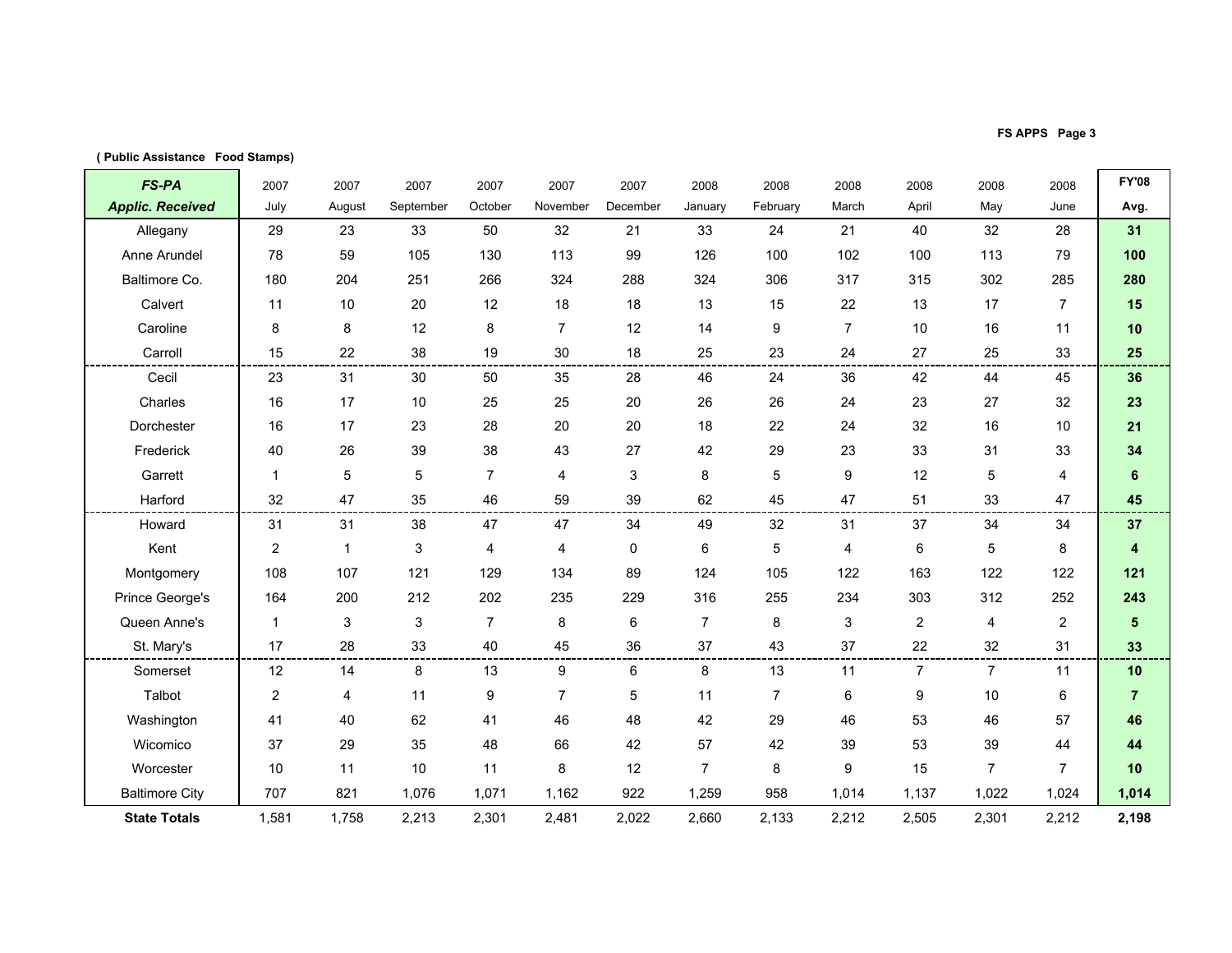( Public Assistance Food Stamps)

| FS-PA Applic. Received | 2007 July | 2007 August | 2007 September | 2007 October | 2007 November | 2007 December | 2008 January | 2008 February | 2008 March | 2008 April | 2008 May | 2008 June | FY'08 Avg. |
|---|---|---|---|---|---|---|---|---|---|---|---|---|---|
| Allegany | 29 | 23 | 33 | 50 | 32 | 21 | 33 | 24 | 21 | 40 | 32 | 28 | **31** |
| Anne Arundel | 78 | 59 | 105 | 130 | 113 | 99 | 126 | 100 | 102 | 100 | 113 | 79 | **100** |
| Baltimore Co. | 180 | 204 | 251 | 266 | 324 | 288 | 324 | 306 | 317 | 315 | 302 | 285 | **280** |
| Calvert | 11 | 10 | 20 | 12 | 18 | 18 | 13 | 15 | 22 | 13 | 17 | 7 | **15** |
| Caroline | 8 | 8 | 12 | 8 | 7 | 12 | 14 | 9 | 7 | 10 | 16 | 11 | **10** |
| Carroll | 15 | 22 | 38 | 19 | 30 | 18 | 25 | 23 | 24 | 27 | 25 | 33 | **25** |
| Cecil | 23 | 31 | 30 | 50 | 35 | 28 | 46 | 24 | 36 | 42 | 44 | 45 | **36** |
| Charles | 16 | 17 | 10 | 25 | 25 | 20 | 26 | 26 | 24 | 23 | 27 | 32 | **23** |
| Dorchester | 16 | 17 | 23 | 28 | 20 | 20 | 18 | 22 | 24 | 32 | 16 | 10 | **21** |
| Frederick | 40 | 26 | 39 | 38 | 43 | 27 | 42 | 29 | 23 | 33 | 31 | 33 | **34** |
| Garrett | 1 | 5 | 5 | 7 | 4 | 3 | 8 | 5 | 9 | 12 | 5 | 4 | **6** |
| Harford | 32 | 47 | 35 | 46 | 59 | 39 | 62 | 45 | 47 | 51 | 33 | 47 | **45** |
| Howard | 31 | 31 | 38 | 47 | 47 | 34 | 49 | 32 | 31 | 37 | 34 | 34 | **37** |
| Kent | 2 | 1 | 3 | 4 | 4 | 0 | 6 | 5 | 4 | 6 | 5 | 8 | **4** |
| Montgomery | 108 | 107 | 121 | 129 | 134 | 89 | 124 | 105 | 122 | 163 | 122 | 122 | **121** |
| Prince George's | 164 | 200 | 212 | 202 | 235 | 229 | 316 | 255 | 234 | 303 | 312 | 252 | **243** |
| Queen Anne's | 1 | 3 | 3 | 7 | 8 | 6 | 7 | 8 | 3 | 2 | 4 | 2 | **5** |
| St. Mary's | 17 | 28 | 33 | 40 | 45 | 36 | 37 | 43 | 37 | 22 | 32 | 31 | **33** |
| Somerset | 12 | 14 | 8 | 13 | 9 | 6 | 8 | 13 | 11 | 7 | 7 | 11 | **10** |
| Talbot | 2 | 4 | 11 | 9 | 7 | 5 | 11 | 7 | 6 | 9 | 10 | 6 | **7** |
| Washington | 41 | 40 | 62 | 41 | 46 | 48 | 42 | 29 | 46 | 53 | 46 | 57 | **46** |
| Wicomico | 37 | 29 | 35 | 48 | 66 | 42 | 57 | 42 | 39 | 53 | 39 | 44 | **44** |
| Worcester | 10 | 11 | 10 | 11 | 8 | 12 | 7 | 8 | 9 | 15 | 7 | 7 | **10** |
| Baltimore City | 707 | 821 | 1,076 | 1,071 | 1,162 | 922 | 1,259 | 958 | 1,014 | 1,137 | 1,022 | 1,024 | **1,014** |
| **State Totals** | 1,581 | 1,758 | 2,213 | 2,301 | 2,481 | 2,022 | 2,660 | 2,133 | 2,212 | 2,505 | 2,301 | 2,212 | **2,198** |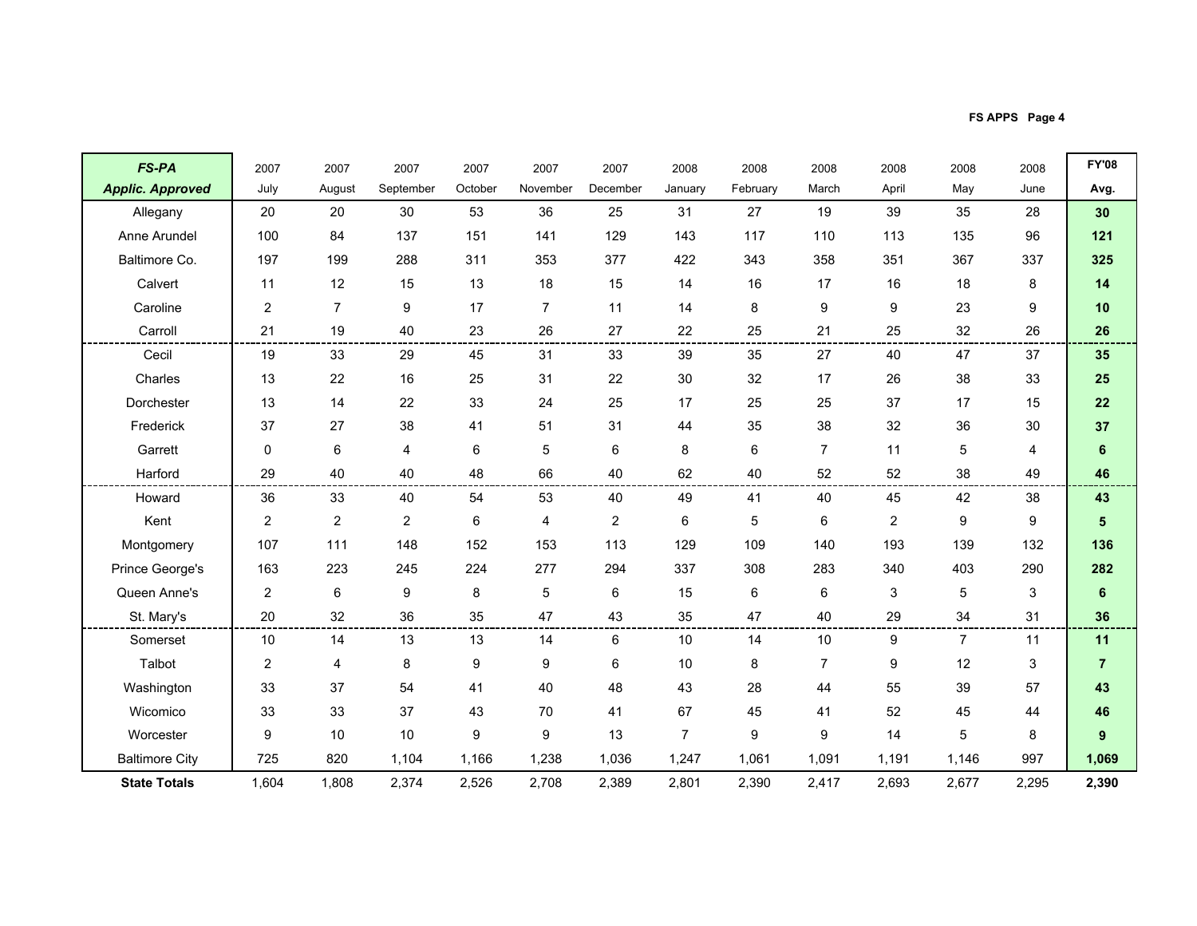| ***FS-PA Applic. Approved*** | 2007 July | 2007 August | 2007 September | 2007 October | 2007 November | 2007 December | 2008 January | 2008 February | 2008 March | 2008 April | 2008 May | 2008 June | **FY'08 Avg.** |
|---|---|---|---|---|---|---|---|---|---|---|---|---|---|
| Allegany | 20 | 20 | 30 | 53 | 36 | 25 | 31 | 27 | 19 | 39 | 35 | 28 | **30** |
| Anne Arundel | 100 | 84 | 137 | 151 | 141 | 129 | 143 | 117 | 110 | 113 | 135 | 96 | **121** |
| Baltimore Co. | 197 | 199 | 288 | 311 | 353 | 377 | 422 | 343 | 358 | 351 | 367 | 337 | **325** |
| Calvert | 11 | 12 | 15 | 13 | 18 | 15 | 14 | 16 | 17 | 16 | 18 | 8 | **14** |
| Caroline | 2 | 7 | 9 | 17 | 7 | 11 | 14 | 8 | 9 | 9 | 23 | 9 | **10** |
| Carroll | 21 | 19 | 40 | 23 | 26 | 27 | 22 | 25 | 21 | 25 | 32 | 26 | **26** |
| Cecil | 19 | 33 | 29 | 45 | 31 | 33 | 39 | 35 | 27 | 40 | 47 | 37 | **35** |
| Charles | 13 | 22 | 16 | 25 | 31 | 22 | 30 | 32 | 17 | 26 | 38 | 33 | **25** |
| Dorchester | 13 | 14 | 22 | 33 | 24 | 25 | 17 | 25 | 25 | 37 | 17 | 15 | **22** |
| Frederick | 37 | 27 | 38 | 41 | 51 | 31 | 44 | 35 | 38 | 32 | 36 | 30 | **37** |
| Garrett | 0 | 6 | 4 | 6 | 5 | 6 | 8 | 6 | 7 | 11 | 5 | 4 | **6** |
| Harford | 29 | 40 | 40 | 48 | 66 | 40 | 62 | 40 | 52 | 52 | 38 | 49 | **46** |
| Howard | 36 | 33 | 40 | 54 | 53 | 40 | 49 | 41 | 40 | 45 | 42 | 38 | **43** |
| Kent | 2 | 2 | 2 | 6 | 4 | 2 | 6 | 5 | 6 | 2 | 9 | 9 | **5** |
| Montgomery | 107 | 111 | 148 | 152 | 153 | 113 | 129 | 109 | 140 | 193 | 139 | 132 | **136** |
| Prince George's | 163 | 223 | 245 | 224 | 277 | 294 | 337 | 308 | 283 | 340 | 403 | 290 | **282** |
| Queen Anne's | 2 | 6 | 9 | 8 | 5 | 6 | 15 | 6 | 6 | 3 | 5 | 3 | **6** |
| St. Mary's | 20 | 32 | 36 | 35 | 47 | 43 | 35 | 47 | 40 | 29 | 34 | 31 | **36** |
| Somerset | 10 | 14 | 13 | 13 | 14 | 6 | 10 | 14 | 10 | 9 | 7 | 11 | **11** |
| Talbot | 2 | 4 | 8 | 9 | 9 | 6 | 10 | 8 | 7 | 9 | 12 | 3 | **7** |
| Washington | 33 | 37 | 54 | 41 | 40 | 48 | 43 | 28 | 44 | 55 | 39 | 57 | **43** |
| Wicomico | 33 | 33 | 37 | 43 | 70 | 41 | 67 | 45 | 41 | 52 | 45 | 44 | **46** |
| Worcester | 9 | 10 | 10 | 9 | 9 | 13 | 7 | 9 | 9 | 14 | 5 | 8 | **9** |
| Baltimore City | 725 | 820 | 1,104 | 1,166 | 1,238 | 1,036 | 1,247 | 1,061 | 1,091 | 1,191 | 1,146 | 997 | **1,069** |
| **State Totals** | 1,604 | 1,808 | 2,374 | 2,526 | 2,708 | 2,389 | 2,801 | 2,390 | 2,417 | 2,693 | 2,677 | 2,295 | **2,390** |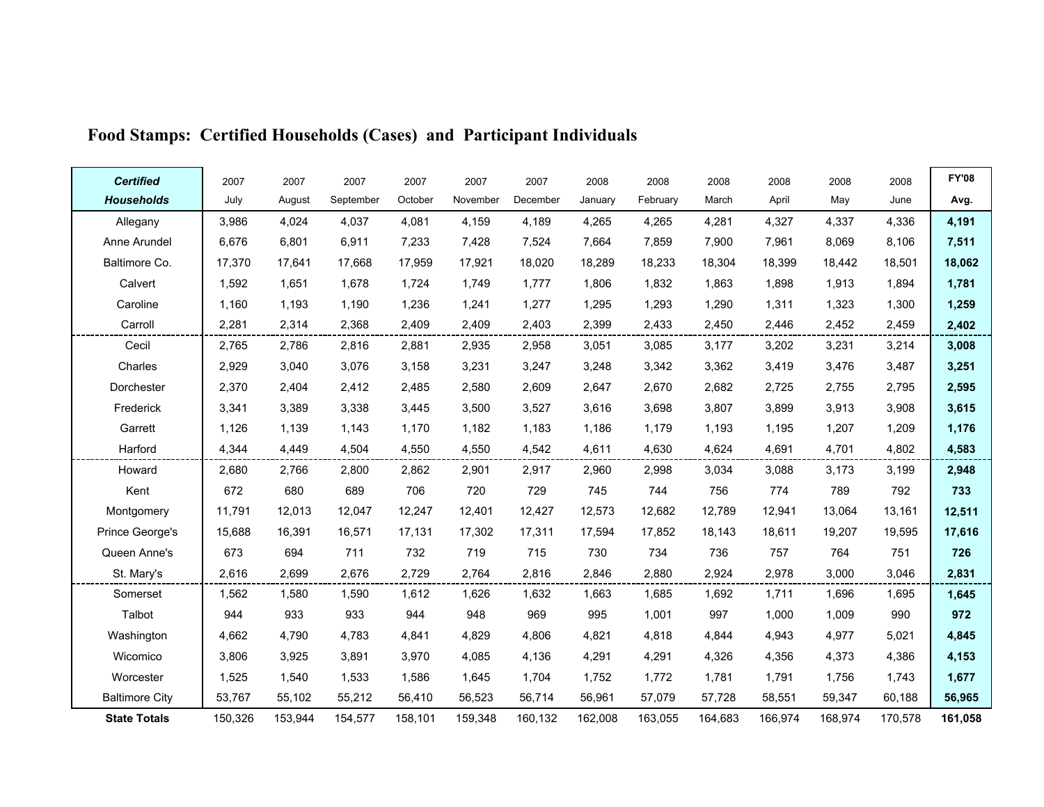# Food Stamps: Certified Households (Cases) and Participant Individuals

| *Certified Households* | 2007 July | 2007 August | 2007 September | 2007 October | 2007 November | 2007 December | 2008 January | 2008 February | 2008 March | 2008 April | 2008 May | 2008 June | FY'08 Avg. |
|---|---|---|---|---|---|---|---|---|---|---|---|---|---|
| Allegany | 3,986 | 4,024 | 4,037 | 4,081 | 4,159 | 4,189 | 4,265 | 4,265 | 4,281 | 4,327 | 4,337 | 4,336 | **4,191** |
| Anne Arundel | 6,676 | 6,801 | 6,911 | 7,233 | 7,428 | 7,524 | 7,664 | 7,859 | 7,900 | 7,961 | 8,069 | 8,106 | **7,511** |
| Baltimore Co. | 17,370 | 17,641 | 17,668 | 17,959 | 17,921 | 18,020 | 18,289 | 18,233 | 18,304 | 18,399 | 18,442 | 18,501 | **18,062** |
| Calvert | 1,592 | 1,651 | 1,678 | 1,724 | 1,749 | 1,777 | 1,806 | 1,832 | 1,863 | 1,898 | 1,913 | 1,894 | **1,781** |
| Caroline | 1,160 | 1,193 | 1,190 | 1,236 | 1,241 | 1,277 | 1,295 | 1,293 | 1,290 | 1,311 | 1,323 | 1,300 | **1,259** |
| Carroll | 2,281 | 2,314 | 2,368 | 2,409 | 2,409 | 2,403 | 2,399 | 2,433 | 2,450 | 2,446 | 2,452 | 2,459 | **2,402** |
| Cecil | 2,765 | 2,786 | 2,816 | 2,881 | 2,935 | 2,958 | 3,051 | 3,085 | 3,177 | 3,202 | 3,231 | 3,214 | **3,008** |
| Charles | 2,929 | 3,040 | 3,076 | 3,158 | 3,231 | 3,247 | 3,248 | 3,342 | 3,362 | 3,419 | 3,476 | 3,487 | **3,251** |
| Dorchester | 2,370 | 2,404 | 2,412 | 2,485 | 2,580 | 2,609 | 2,647 | 2,670 | 2,682 | 2,725 | 2,755 | 2,795 | **2,595** |
| Frederick | 3,341 | 3,389 | 3,338 | 3,445 | 3,500 | 3,527 | 3,616 | 3,698 | 3,807 | 3,899 | 3,913 | 3,908 | **3,615** |
| Garrett | 1,126 | 1,139 | 1,143 | 1,170 | 1,182 | 1,183 | 1,186 | 1,179 | 1,193 | 1,195 | 1,207 | 1,209 | **1,176** |
| Harford | 4,344 | 4,449 | 4,504 | 4,550 | 4,550 | 4,542 | 4,611 | 4,630 | 4,624 | 4,691 | 4,701 | 4,802 | **4,583** |
| Howard | 2,680 | 2,766 | 2,800 | 2,862 | 2,901 | 2,917 | 2,960 | 2,998 | 3,034 | 3,088 | 3,173 | 3,199 | **2,948** |
| Kent | 672 | 680 | 689 | 706 | 720 | 729 | 745 | 744 | 756 | 774 | 789 | 792 | **733** |
| Montgomery | 11,791 | 12,013 | 12,047 | 12,247 | 12,401 | 12,427 | 12,573 | 12,682 | 12,789 | 12,941 | 13,064 | 13,161 | **12,511** |
| Prince George's | 15,688 | 16,391 | 16,571 | 17,131 | 17,302 | 17,311 | 17,594 | 17,852 | 18,143 | 18,611 | 19,207 | 19,595 | **17,616** |
| Queen Anne's | 673 | 694 | 711 | 732 | 719 | 715 | 730 | 734 | 736 | 757 | 764 | 751 | **726** |
| St. Mary's | 2,616 | 2,699 | 2,676 | 2,729 | 2,764 | 2,816 | 2,846 | 2,880 | 2,924 | 2,978 | 3,000 | 3,046 | **2,831** |
| Somerset | 1,562 | 1,580 | 1,590 | 1,612 | 1,626 | 1,632 | 1,663 | 1,685 | 1,692 | 1,711 | 1,696 | 1,695 | **1,645** |
| Talbot | 944 | 933 | 933 | 944 | 948 | 969 | 995 | 1,001 | 997 | 1,000 | 1,009 | 990 | **972** |
| Washington | 4,662 | 4,790 | 4,783 | 4,841 | 4,829 | 4,806 | 4,821 | 4,818 | 4,844 | 4,943 | 4,977 | 5,021 | **4,845** |
| Wicomico | 3,806 | 3,925 | 3,891 | 3,970 | 4,085 | 4,136 | 4,291 | 4,291 | 4,326 | 4,356 | 4,373 | 4,386 | **4,153** |
| Worcester | 1,525 | 1,540 | 1,533 | 1,586 | 1,645 | 1,704 | 1,752 | 1,772 | 1,781 | 1,791 | 1,756 | 1,743 | **1,677** |
| Baltimore City | 53,767 | 55,102 | 55,212 | 56,410 | 56,523 | 56,714 | 56,961 | 57,079 | 57,728 | 58,551 | 59,347 | 60,188 | **56,965** |
| **State Totals** | 150,326 | 153,944 | 154,577 | 158,101 | 159,348 | 160,132 | 162,008 | 163,055 | 164,683 | 166,974 | 168,974 | 170,578 | **161,058** |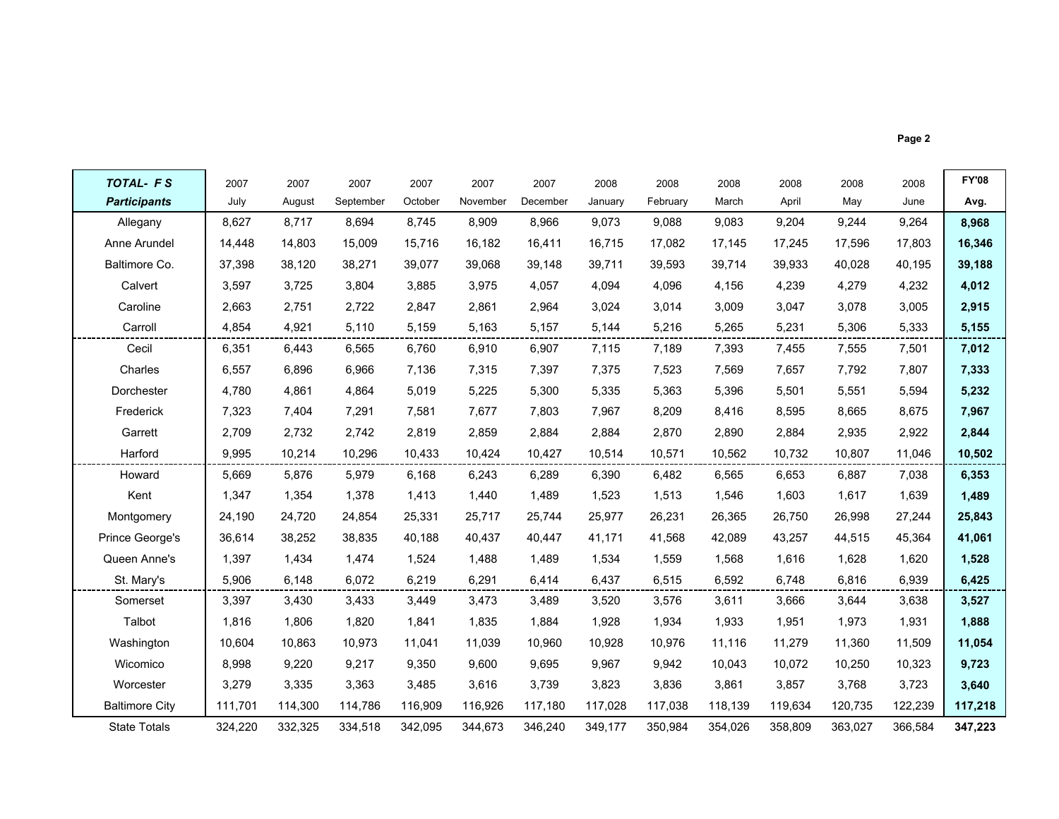| ***TOTAL- F S Participants*** | 2007 July | 2007 August | 2007 September | 2007 October | 2007 November | 2007 December | 2008 January | 2008 February | 2008 March | 2008 April | 2008 May | 2008 June | **FY'08 Avg.** |
|---|---|---|---|---|---|---|---|---|---|---|---|---|---|
| Allegany | 8,627 | 8,717 | 8,694 | 8,745 | 8,909 | 8,966 | 9,073 | 9,088 | 9,083 | 9,204 | 9,244 | 9,264 | **8,968** |
| Anne Arundel | 14,448 | 14,803 | 15,009 | 15,716 | 16,182 | 16,411 | 16,715 | 17,082 | 17,145 | 17,245 | 17,596 | 17,803 | **16,346** |
| Baltimore Co. | 37,398 | 38,120 | 38,271 | 39,077 | 39,068 | 39,148 | 39,711 | 39,593 | 39,714 | 39,933 | 40,028 | 40,195 | **39,188** |
| Calvert | 3,597 | 3,725 | 3,804 | 3,885 | 3,975 | 4,057 | 4,094 | 4,096 | 4,156 | 4,239 | 4,279 | 4,232 | **4,012** |
| Caroline | 2,663 | 2,751 | 2,722 | 2,847 | 2,861 | 2,964 | 3,024 | 3,014 | 3,009 | 3,047 | 3,078 | 3,005 | **2,915** |
| Carroll | 4,854 | 4,921 | 5,110 | 5,159 | 5,163 | 5,157 | 5,144 | 5,216 | 5,265 | 5,231 | 5,306 | 5,333 | **5,155** |
| Cecil | 6,351 | 6,443 | 6,565 | 6,760 | 6,910 | 6,907 | 7,115 | 7,189 | 7,393 | 7,455 | 7,555 | 7,501 | **7,012** |
| Charles | 6,557 | 6,896 | 6,966 | 7,136 | 7,315 | 7,397 | 7,375 | 7,523 | 7,569 | 7,657 | 7,792 | 7,807 | **7,333** |
| Dorchester | 4,780 | 4,861 | 4,864 | 5,019 | 5,225 | 5,300 | 5,335 | 5,363 | 5,396 | 5,501 | 5,551 | 5,594 | **5,232** |
| Frederick | 7,323 | 7,404 | 7,291 | 7,581 | 7,677 | 7,803 | 7,967 | 8,209 | 8,416 | 8,595 | 8,665 | 8,675 | **7,967** |
| Garrett | 2,709 | 2,732 | 2,742 | 2,819 | 2,859 | 2,884 | 2,884 | 2,870 | 2,890 | 2,884 | 2,935 | 2,922 | **2,844** |
| Harford | 9,995 | 10,214 | 10,296 | 10,433 | 10,424 | 10,427 | 10,514 | 10,571 | 10,562 | 10,732 | 10,807 | 11,046 | **10,502** |
| Howard | 5,669 | 5,876 | 5,979 | 6,168 | 6,243 | 6,289 | 6,390 | 6,482 | 6,565 | 6,653 | 6,887 | 7,038 | **6,353** |
| Kent | 1,347 | 1,354 | 1,378 | 1,413 | 1,440 | 1,489 | 1,523 | 1,513 | 1,546 | 1,603 | 1,617 | 1,639 | **1,489** |
| Montgomery | 24,190 | 24,720 | 24,854 | 25,331 | 25,717 | 25,744 | 25,977 | 26,231 | 26,365 | 26,750 | 26,998 | 27,244 | **25,843** |
| Prince George's | 36,614 | 38,252 | 38,835 | 40,188 | 40,437 | 40,447 | 41,171 | 41,568 | 42,089 | 43,257 | 44,515 | 45,364 | **41,061** |
| Queen Anne's | 1,397 | 1,434 | 1,474 | 1,524 | 1,488 | 1,489 | 1,534 | 1,559 | 1,568 | 1,616 | 1,628 | 1,620 | **1,528** |
| St. Mary's | 5,906 | 6,148 | 6,072 | 6,219 | 6,291 | 6,414 | 6,437 | 6,515 | 6,592 | 6,748 | 6,816 | 6,939 | **6,425** |
| Somerset | 3,397 | 3,430 | 3,433 | 3,449 | 3,473 | 3,489 | 3,520 | 3,576 | 3,611 | 3,666 | 3,644 | 3,638 | **3,527** |
| Talbot | 1,816 | 1,806 | 1,820 | 1,841 | 1,835 | 1,884 | 1,928 | 1,934 | 1,933 | 1,951 | 1,973 | 1,931 | **1,888** |
| Washington | 10,604 | 10,863 | 10,973 | 11,041 | 11,039 | 10,960 | 10,928 | 10,976 | 11,116 | 11,279 | 11,360 | 11,509 | **11,054** |
| Wicomico | 8,998 | 9,220 | 9,217 | 9,350 | 9,600 | 9,695 | 9,967 | 9,942 | 10,043 | 10,072 | 10,250 | 10,323 | **9,723** |
| Worcester | 3,279 | 3,335 | 3,363 | 3,485 | 3,616 | 3,739 | 3,823 | 3,836 | 3,861 | 3,857 | 3,768 | 3,723 | **3,640** |
| Baltimore City | 111,701 | 114,300 | 114,786 | 116,909 | 116,926 | 117,180 | 117,028 | 117,038 | 118,139 | 119,634 | 120,735 | 122,239 | **117,218** |
| State Totals | 324,220 | 332,325 | 334,518 | 342,095 | 344,673 | 346,240 | 349,177 | 350,984 | 354,026 | 358,809 | 363,027 | 366,584 | **347,223** |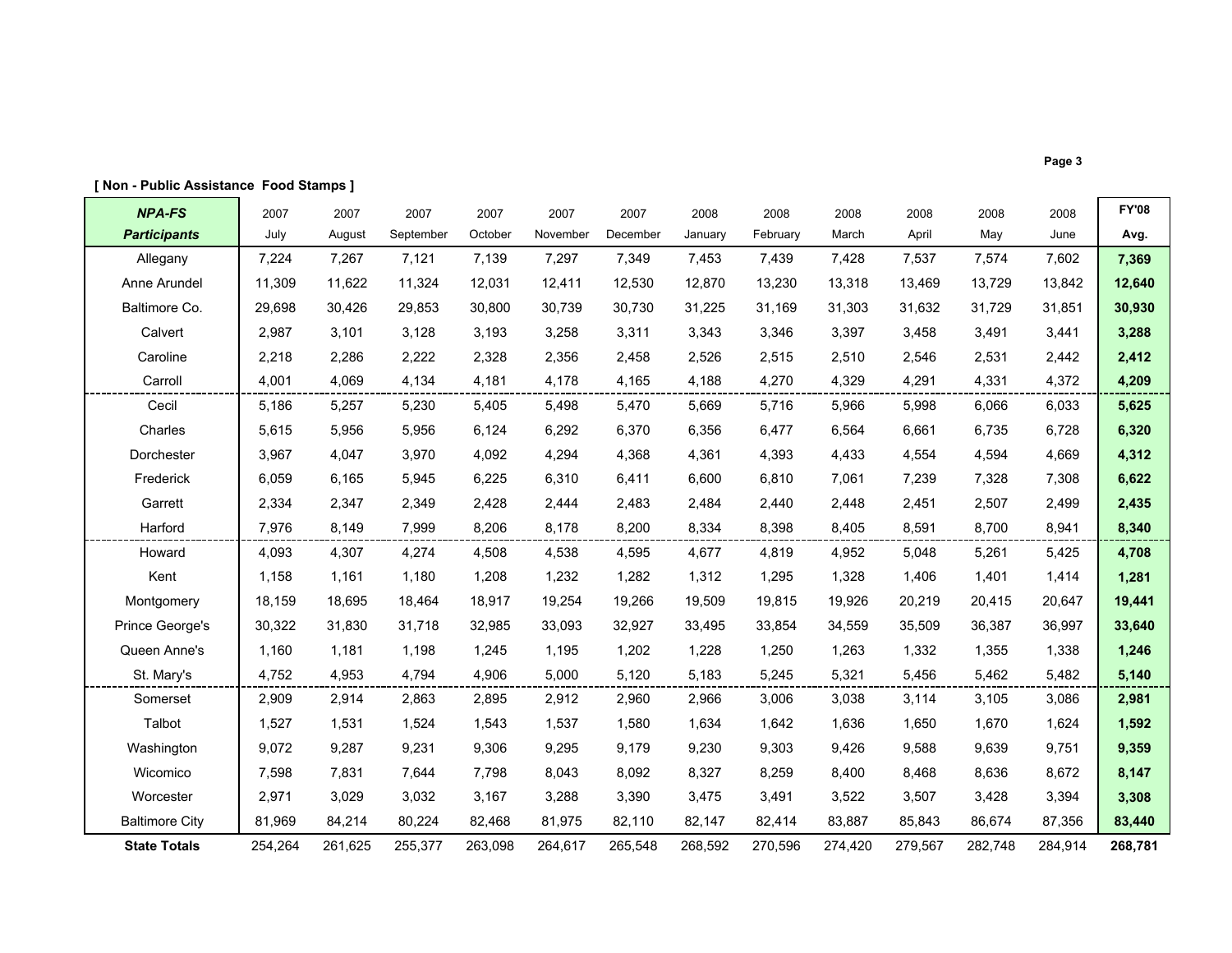**[ Non - Public Assistance Food Stamps ]**

| ***NPA-FS Participants*** | 2007 July | 2007 August | 2007 September | 2007 October | 2007 November | 2007 December | 2008 January | 2008 February | 2008 March | 2008 April | 2008 May | 2008 June | **FY'08 Avg.** |
|---|---|---|---|---|---|---|---|---|---|---|---|---|---|
| Allegany | 7,224 | 7,267 | 7,121 | 7,139 | 7,297 | 7,349 | 7,453 | 7,439 | 7,428 | 7,537 | 7,574 | 7,602 | **7,369** |
| Anne Arundel | 11,309 | 11,622 | 11,324 | 12,031 | 12,411 | 12,530 | 12,870 | 13,230 | 13,318 | 13,469 | 13,729 | 13,842 | **12,640** |
| Baltimore Co. | 29,698 | 30,426 | 29,853 | 30,800 | 30,739 | 30,730 | 31,225 | 31,169 | 31,303 | 31,632 | 31,729 | 31,851 | **30,930** |
| Calvert | 2,987 | 3,101 | 3,128 | 3,193 | 3,258 | 3,311 | 3,343 | 3,346 | 3,397 | 3,458 | 3,491 | 3,441 | **3,288** |
| Caroline | 2,218 | 2,286 | 2,222 | 2,328 | 2,356 | 2,458 | 2,526 | 2,515 | 2,510 | 2,546 | 2,531 | 2,442 | **2,412** |
| Carroll | 4,001 | 4,069 | 4,134 | 4,181 | 4,178 | 4,165 | 4,188 | 4,270 | 4,329 | 4,291 | 4,331 | 4,372 | **4,209** |
| Cecil | 5,186 | 5,257 | 5,230 | 5,405 | 5,498 | 5,470 | 5,669 | 5,716 | 5,966 | 5,998 | 6,066 | 6,033 | **5,625** |
| Charles | 5,615 | 5,956 | 5,956 | 6,124 | 6,292 | 6,370 | 6,356 | 6,477 | 6,564 | 6,661 | 6,735 | 6,728 | **6,320** |
| Dorchester | 3,967 | 4,047 | 3,970 | 4,092 | 4,294 | 4,368 | 4,361 | 4,393 | 4,433 | 4,554 | 4,594 | 4,669 | **4,312** |
| Frederick | 6,059 | 6,165 | 5,945 | 6,225 | 6,310 | 6,411 | 6,600 | 6,810 | 7,061 | 7,239 | 7,328 | 7,308 | **6,622** |
| Garrett | 2,334 | 2,347 | 2,349 | 2,428 | 2,444 | 2,483 | 2,484 | 2,440 | 2,448 | 2,451 | 2,507 | 2,499 | **2,435** |
| Harford | 7,976 | 8,149 | 7,999 | 8,206 | 8,178 | 8,200 | 8,334 | 8,398 | 8,405 | 8,591 | 8,700 | 8,941 | **8,340** |
| Howard | 4,093 | 4,307 | 4,274 | 4,508 | 4,538 | 4,595 | 4,677 | 4,819 | 4,952 | 5,048 | 5,261 | 5,425 | **4,708** |
| Kent | 1,158 | 1,161 | 1,180 | 1,208 | 1,232 | 1,282 | 1,312 | 1,295 | 1,328 | 1,406 | 1,401 | 1,414 | **1,281** |
| Montgomery | 18,159 | 18,695 | 18,464 | 18,917 | 19,254 | 19,266 | 19,509 | 19,815 | 19,926 | 20,219 | 20,415 | 20,647 | **19,441** |
| Prince George's | 30,322 | 31,830 | 31,718 | 32,985 | 33,093 | 32,927 | 33,495 | 33,854 | 34,559 | 35,509 | 36,387 | 36,997 | **33,640** |
| Queen Anne's | 1,160 | 1,181 | 1,198 | 1,245 | 1,195 | 1,202 | 1,228 | 1,250 | 1,263 | 1,332 | 1,355 | 1,338 | **1,246** |
| St. Mary's | 4,752 | 4,953 | 4,794 | 4,906 | 5,000 | 5,120 | 5,183 | 5,245 | 5,321 | 5,456 | 5,462 | 5,482 | **5,140** |
| Somerset | 2,909 | 2,914 | 2,863 | 2,895 | 2,912 | 2,960 | 2,966 | 3,006 | 3,038 | 3,114 | 3,105 | 3,086 | **2,981** |
| Talbot | 1,527 | 1,531 | 1,524 | 1,543 | 1,537 | 1,580 | 1,634 | 1,642 | 1,636 | 1,650 | 1,670 | 1,624 | **1,592** |
| Washington | 9,072 | 9,287 | 9,231 | 9,306 | 9,295 | 9,179 | 9,230 | 9,303 | 9,426 | 9,588 | 9,639 | 9,751 | **9,359** |
| Wicomico | 7,598 | 7,831 | 7,644 | 7,798 | 8,043 | 8,092 | 8,327 | 8,259 | 8,400 | 8,468 | 8,636 | 8,672 | **8,147** |
| Worcester | 2,971 | 3,029 | 3,032 | 3,167 | 3,288 | 3,390 | 3,475 | 3,491 | 3,522 | 3,507 | 3,428 | 3,394 | **3,308** |
| Baltimore City | 81,969 | 84,214 | 80,224 | 82,468 | 81,975 | 82,110 | 82,147 | 82,414 | 83,887 | 85,843 | 86,674 | 87,356 | **83,440** |
| **State Totals** | 254,264 | 261,625 | 255,377 | 263,098 | 264,617 | 265,548 | 268,592 | 270,596 | 274,420 | 279,567 | 282,748 | 284,914 | **268,781** |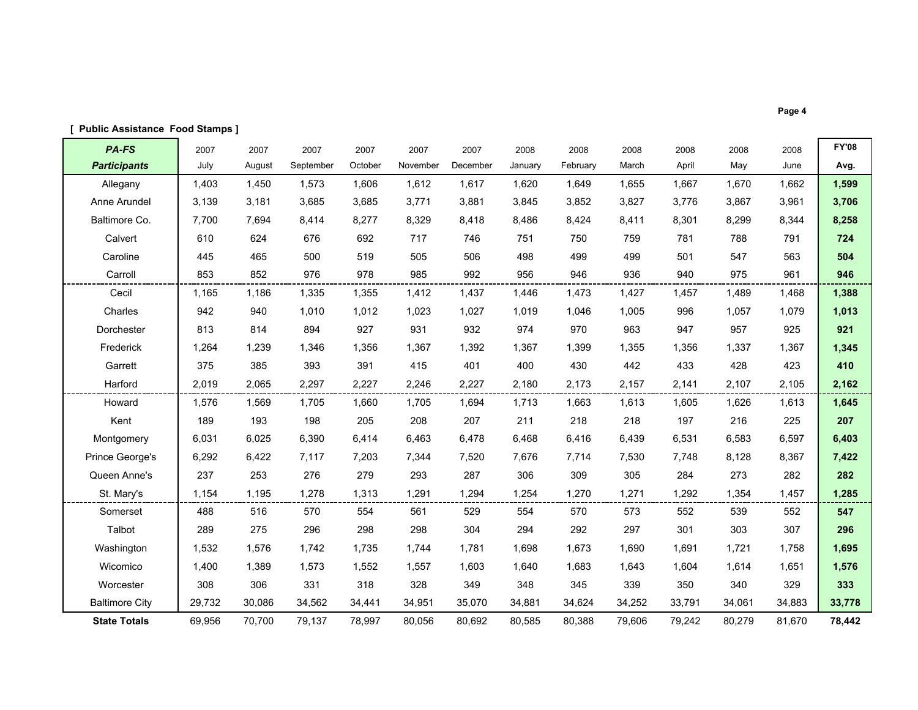[ Public Assistance  Food Stamps ]

| ***PA-FS Participants*** | 2007 July | 2007 August | 2007 September | 2007 October | 2007 November | 2007 December | 2008 January | 2008 February | 2008 March | 2008 April | 2008 May | 2008 June | **FY'08 Avg.** |
|---|---|---|---|---|---|---|---|---|---|---|---|---|---|
| Allegany | 1,403 | 1,450 | 1,573 | 1,606 | 1,612 | 1,617 | 1,620 | 1,649 | 1,655 | 1,667 | 1,670 | 1,662 | **1,599** |
| Anne Arundel | 3,139 | 3,181 | 3,685 | 3,685 | 3,771 | 3,881 | 3,845 | 3,852 | 3,827 | 3,776 | 3,867 | 3,961 | **3,706** |
| Baltimore Co. | 7,700 | 7,694 | 8,414 | 8,277 | 8,329 | 8,418 | 8,486 | 8,424 | 8,411 | 8,301 | 8,299 | 8,344 | **8,258** |
| Calvert | 610 | 624 | 676 | 692 | 717 | 746 | 751 | 750 | 759 | 781 | 788 | 791 | **724** |
| Caroline | 445 | 465 | 500 | 519 | 505 | 506 | 498 | 499 | 499 | 501 | 547 | 563 | **504** |
| Carroll | 853 | 852 | 976 | 978 | 985 | 992 | 956 | 946 | 936 | 940 | 975 | 961 | **946** |
| Cecil | 1,165 | 1,186 | 1,335 | 1,355 | 1,412 | 1,437 | 1,446 | 1,473 | 1,427 | 1,457 | 1,489 | 1,468 | **1,388** |
| Charles | 942 | 940 | 1,010 | 1,012 | 1,023 | 1,027 | 1,019 | 1,046 | 1,005 | 996 | 1,057 | 1,079 | **1,013** |
| Dorchester | 813 | 814 | 894 | 927 | 931 | 932 | 974 | 970 | 963 | 947 | 957 | 925 | **921** |
| Frederick | 1,264 | 1,239 | 1,346 | 1,356 | 1,367 | 1,392 | 1,367 | 1,399 | 1,355 | 1,356 | 1,337 | 1,367 | **1,345** |
| Garrett | 375 | 385 | 393 | 391 | 415 | 401 | 400 | 430 | 442 | 433 | 428 | 423 | **410** |
| Harford | 2,019 | 2,065 | 2,297 | 2,227 | 2,246 | 2,227 | 2,180 | 2,173 | 2,157 | 2,141 | 2,107 | 2,105 | **2,162** |
| Howard | 1,576 | 1,569 | 1,705 | 1,660 | 1,705 | 1,694 | 1,713 | 1,663 | 1,613 | 1,605 | 1,626 | 1,613 | **1,645** |
| Kent | 189 | 193 | 198 | 205 | 208 | 207 | 211 | 218 | 218 | 197 | 216 | 225 | **207** |
| Montgomery | 6,031 | 6,025 | 6,390 | 6,414 | 6,463 | 6,478 | 6,468 | 6,416 | 6,439 | 6,531 | 6,583 | 6,597 | **6,403** |
| Prince George's | 6,292 | 6,422 | 7,117 | 7,203 | 7,344 | 7,520 | 7,676 | 7,714 | 7,530 | 7,748 | 8,128 | 8,367 | **7,422** |
| Queen Anne's | 237 | 253 | 276 | 279 | 293 | 287 | 306 | 309 | 305 | 284 | 273 | 282 | **282** |
| St. Mary's | 1,154 | 1,195 | 1,278 | 1,313 | 1,291 | 1,294 | 1,254 | 1,270 | 1,271 | 1,292 | 1,354 | 1,457 | **1,285** |
| Somerset | 488 | 516 | 570 | 554 | 561 | 529 | 554 | 570 | 573 | 552 | 539 | 552 | **547** |
| Talbot | 289 | 275 | 296 | 298 | 298 | 304 | 294 | 292 | 297 | 301 | 303 | 307 | **296** |
| Washington | 1,532 | 1,576 | 1,742 | 1,735 | 1,744 | 1,781 | 1,698 | 1,673 | 1,690 | 1,691 | 1,721 | 1,758 | **1,695** |
| Wicomico | 1,400 | 1,389 | 1,573 | 1,552 | 1,557 | 1,603 | 1,640 | 1,683 | 1,643 | 1,604 | 1,614 | 1,651 | **1,576** |
| Worcester | 308 | 306 | 331 | 318 | 328 | 349 | 348 | 345 | 339 | 350 | 340 | 329 | **333** |
| Baltimore City | 29,732 | 30,086 | 34,562 | 34,441 | 34,951 | 35,070 | 34,881 | 34,624 | 34,252 | 33,791 | 34,061 | 34,883 | **33,778** |
| **State Totals** | 69,956 | 70,700 | 79,137 | 78,997 | 80,056 | 80,692 | 80,585 | 80,388 | 79,606 | 79,242 | 80,279 | 81,670 | **78,442** |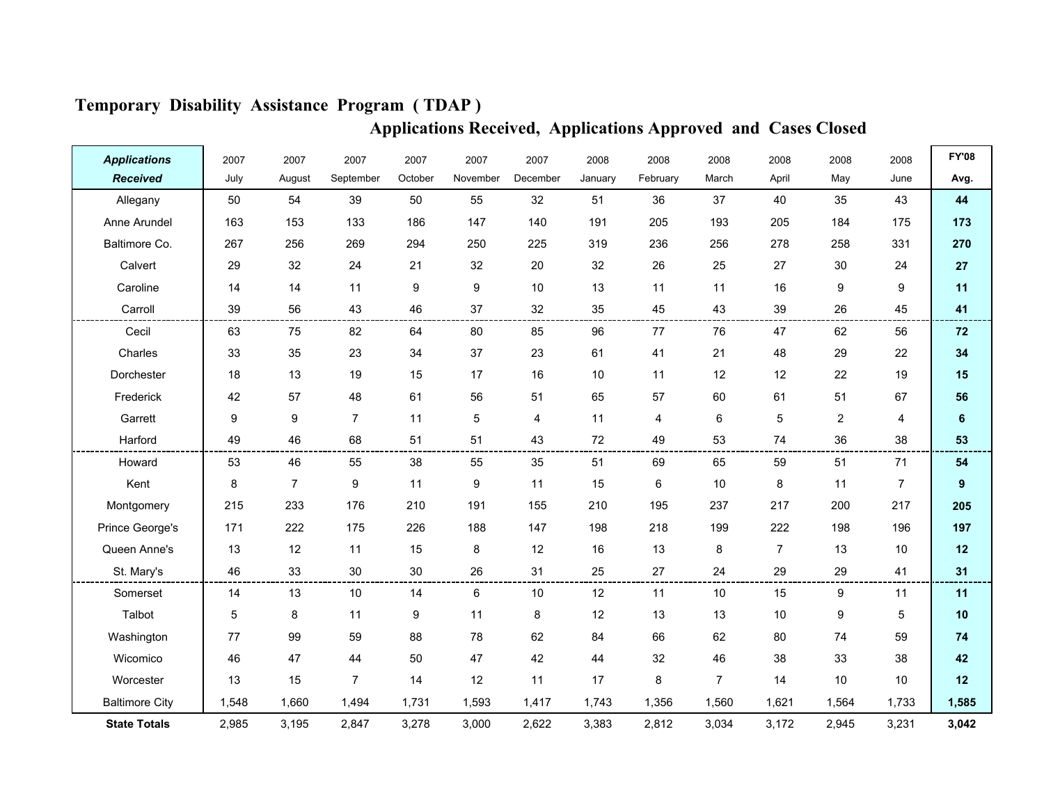# Temporary Disability Assistance Program ( TDAP )

## Applications Received, Applications Approved and Cases Closed

| *Applications Received* | 2007 July | 2007 August | 2007 September | 2007 October | 2007 November | 2007 December | 2008 January | 2008 February | 2008 March | 2008 April | 2008 May | 2008 June | FY'08 Avg. |
|---|---|---|---|---|---|---|---|---|---|---|---|---|---|
| Allegany | 50 | 54 | 39 | 50 | 55 | 32 | 51 | 36 | 37 | 40 | 35 | 43 | **44** |
| Anne Arundel | 163 | 153 | 133 | 186 | 147 | 140 | 191 | 205 | 193 | 205 | 184 | 175 | **173** |
| Baltimore Co. | 267 | 256 | 269 | 294 | 250 | 225 | 319 | 236 | 256 | 278 | 258 | 331 | **270** |
| Calvert | 29 | 32 | 24 | 21 | 32 | 20 | 32 | 26 | 25 | 27 | 30 | 24 | **27** |
| Caroline | 14 | 14 | 11 | 9 | 9 | 10 | 13 | 11 | 11 | 16 | 9 | 9 | **11** |
| Carroll | 39 | 56 | 43 | 46 | 37 | 32 | 35 | 45 | 43 | 39 | 26 | 45 | **41** |
| Cecil | 63 | 75 | 82 | 64 | 80 | 85 | 96 | 77 | 76 | 47 | 62 | 56 | **72** |
| Charles | 33 | 35 | 23 | 34 | 37 | 23 | 61 | 41 | 21 | 48 | 29 | 22 | **34** |
| Dorchester | 18 | 13 | 19 | 15 | 17 | 16 | 10 | 11 | 12 | 12 | 22 | 19 | **15** |
| Frederick | 42 | 57 | 48 | 61 | 56 | 51 | 65 | 57 | 60 | 61 | 51 | 67 | **56** |
| Garrett | 9 | 9 | 7 | 11 | 5 | 4 | 11 | 4 | 6 | 5 | 2 | 4 | **6** |
| Harford | 49 | 46 | 68 | 51 | 51 | 43 | 72 | 49 | 53 | 74 | 36 | 38 | **53** |
| Howard | 53 | 46 | 55 | 38 | 55 | 35 | 51 | 69 | 65 | 59 | 51 | 71 | **54** |
| Kent | 8 | 7 | 9 | 11 | 9 | 11 | 15 | 6 | 10 | 8 | 11 | 7 | **9** |
| Montgomery | 215 | 233 | 176 | 210 | 191 | 155 | 210 | 195 | 237 | 217 | 200 | 217 | **205** |
| Prince George's | 171 | 222 | 175 | 226 | 188 | 147 | 198 | 218 | 199 | 222 | 198 | 196 | **197** |
| Queen Anne's | 13 | 12 | 11 | 15 | 8 | 12 | 16 | 13 | 8 | 7 | 13 | 10 | **12** |
| St. Mary's | 46 | 33 | 30 | 30 | 26 | 31 | 25 | 27 | 24 | 29 | 29 | 41 | **31** |
| Somerset | 14 | 13 | 10 | 14 | 6 | 10 | 12 | 11 | 10 | 15 | 9 | 11 | **11** |
| Talbot | 5 | 8 | 11 | 9 | 11 | 8 | 12 | 13 | 13 | 10 | 9 | 5 | **10** |
| Washington | 77 | 99 | 59 | 88 | 78 | 62 | 84 | 66 | 62 | 80 | 74 | 59 | **74** |
| Wicomico | 46 | 47 | 44 | 50 | 47 | 42 | 44 | 32 | 46 | 38 | 33 | 38 | **42** |
| Worcester | 13 | 15 | 7 | 14 | 12 | 11 | 17 | 8 | 7 | 14 | 10 | 10 | **12** |
| Baltimore City | 1,548 | 1,660 | 1,494 | 1,731 | 1,593 | 1,417 | 1,743 | 1,356 | 1,560 | 1,621 | 1,564 | 1,733 | **1,585** |
| **State Totals** | 2,985 | 3,195 | 2,847 | 3,278 | 3,000 | 2,622 | 3,383 | 2,812 | 3,034 | 3,172 | 2,945 | 3,231 | **3,042** |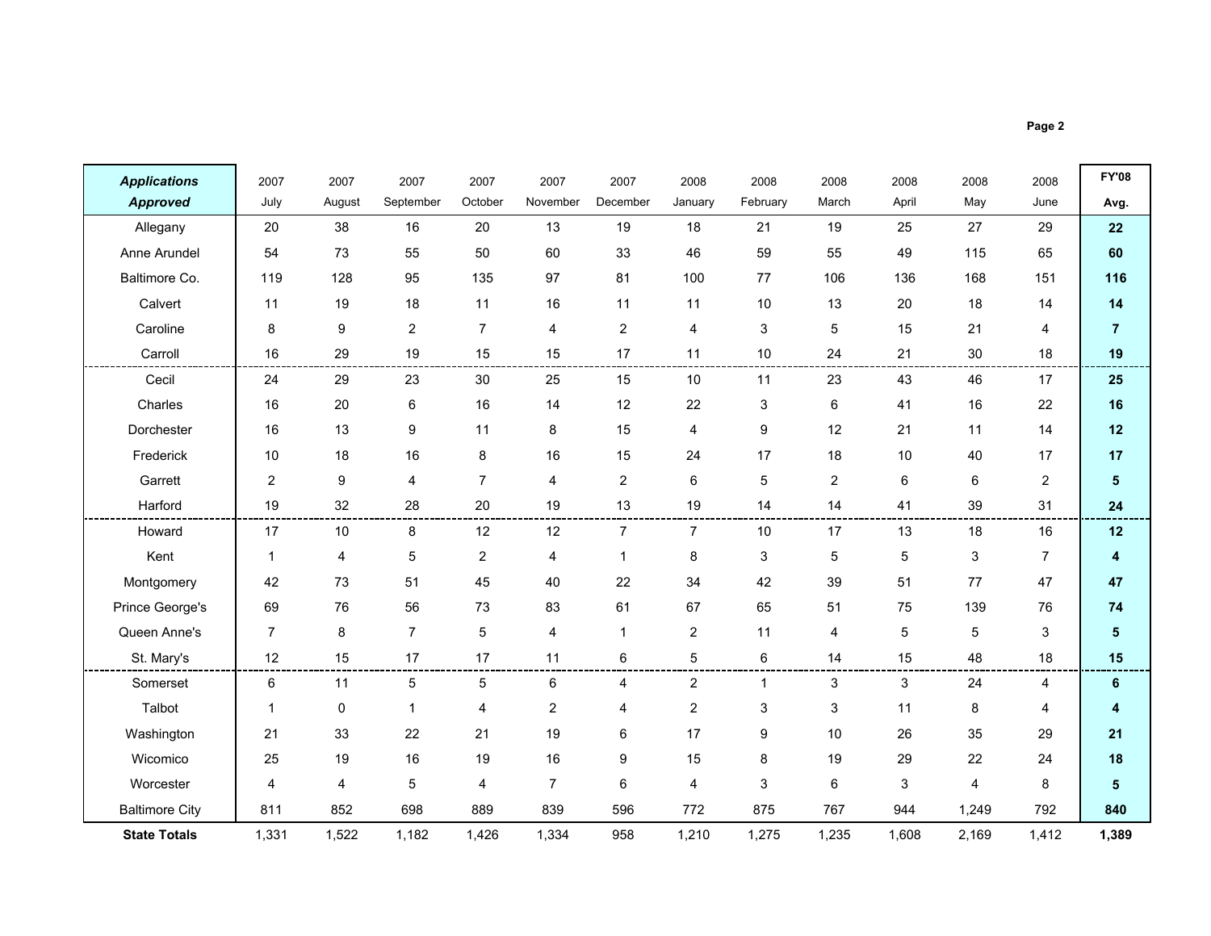| ***Applications Approved*** | 2007 July | 2007 August | 2007 September | 2007 October | 2007 November | 2007 December | 2008 January | 2008 February | 2008 March | 2008 April | 2008 May | 2008 June | **FY'08 Avg.** |
|---|---|---|---|---|---|---|---|---|---|---|---|---|---|
| Allegany | 20 | 38 | 16 | 20 | 13 | 19 | 18 | 21 | 19 | 25 | 27 | 29 | **22** |
| Anne Arundel | 54 | 73 | 55 | 50 | 60 | 33 | 46 | 59 | 55 | 49 | 115 | 65 | **60** |
| Baltimore Co. | 119 | 128 | 95 | 135 | 97 | 81 | 100 | 77 | 106 | 136 | 168 | 151 | **116** |
| Calvert | 11 | 19 | 18 | 11 | 16 | 11 | 11 | 10 | 13 | 20 | 18 | 14 | **14** |
| Caroline | 8 | 9 | 2 | 7 | 4 | 2 | 4 | 3 | 5 | 15 | 21 | 4 | **7** |
| Carroll | 16 | 29 | 19 | 15 | 15 | 17 | 11 | 10 | 24 | 21 | 30 | 18 | **19** |
| Cecil | 24 | 29 | 23 | 30 | 25 | 15 | 10 | 11 | 23 | 43 | 46 | 17 | **25** |
| Charles | 16 | 20 | 6 | 16 | 14 | 12 | 22 | 3 | 6 | 41 | 16 | 22 | **16** |
| Dorchester | 16 | 13 | 9 | 11 | 8 | 15 | 4 | 9 | 12 | 21 | 11 | 14 | **12** |
| Frederick | 10 | 18 | 16 | 8 | 16 | 15 | 24 | 17 | 18 | 10 | 40 | 17 | **17** |
| Garrett | 2 | 9 | 4 | 7 | 4 | 2 | 6 | 5 | 2 | 6 | 6 | 2 | **5** |
| Harford | 19 | 32 | 28 | 20 | 19 | 13 | 19 | 14 | 14 | 41 | 39 | 31 | **24** |
| Howard | 17 | 10 | 8 | 12 | 12 | 7 | 7 | 10 | 17 | 13 | 18 | 16 | **12** |
| Kent | 1 | 4 | 5 | 2 | 4 | 1 | 8 | 3 | 5 | 5 | 3 | 7 | **4** |
| Montgomery | 42 | 73 | 51 | 45 | 40 | 22 | 34 | 42 | 39 | 51 | 77 | 47 | **47** |
| Prince George's | 69 | 76 | 56 | 73 | 83 | 61 | 67 | 65 | 51 | 75 | 139 | 76 | **74** |
| Queen Anne's | 7 | 8 | 7 | 5 | 4 | 1 | 2 | 11 | 4 | 5 | 5 | 3 | **5** |
| St. Mary's | 12 | 15 | 17 | 17 | 11 | 6 | 5 | 6 | 14 | 15 | 48 | 18 | **15** |
| Somerset | 6 | 11 | 5 | 5 | 6 | 4 | 2 | 1 | 3 | 3 | 24 | 4 | **6** |
| Talbot | 1 | 0 | 1 | 4 | 2 | 4 | 2 | 3 | 3 | 11 | 8 | 4 | **4** |
| Washington | 21 | 33 | 22 | 21 | 19 | 6 | 17 | 9 | 10 | 26 | 35 | 29 | **21** |
| Wicomico | 25 | 19 | 16 | 19 | 16 | 9 | 15 | 8 | 19 | 29 | 22 | 24 | **18** |
| Worcester | 4 | 4 | 5 | 4 | 7 | 6 | 4 | 3 | 6 | 3 | 4 | 8 | **5** |
| Baltimore City | 811 | 852 | 698 | 889 | 839 | 596 | 772 | 875 | 767 | 944 | 1,249 | 792 | **840** |
| **State Totals** | 1,331 | 1,522 | 1,182 | 1,426 | 1,334 | 958 | 1,210 | 1,275 | 1,235 | 1,608 | 2,169 | 1,412 | **1,389** |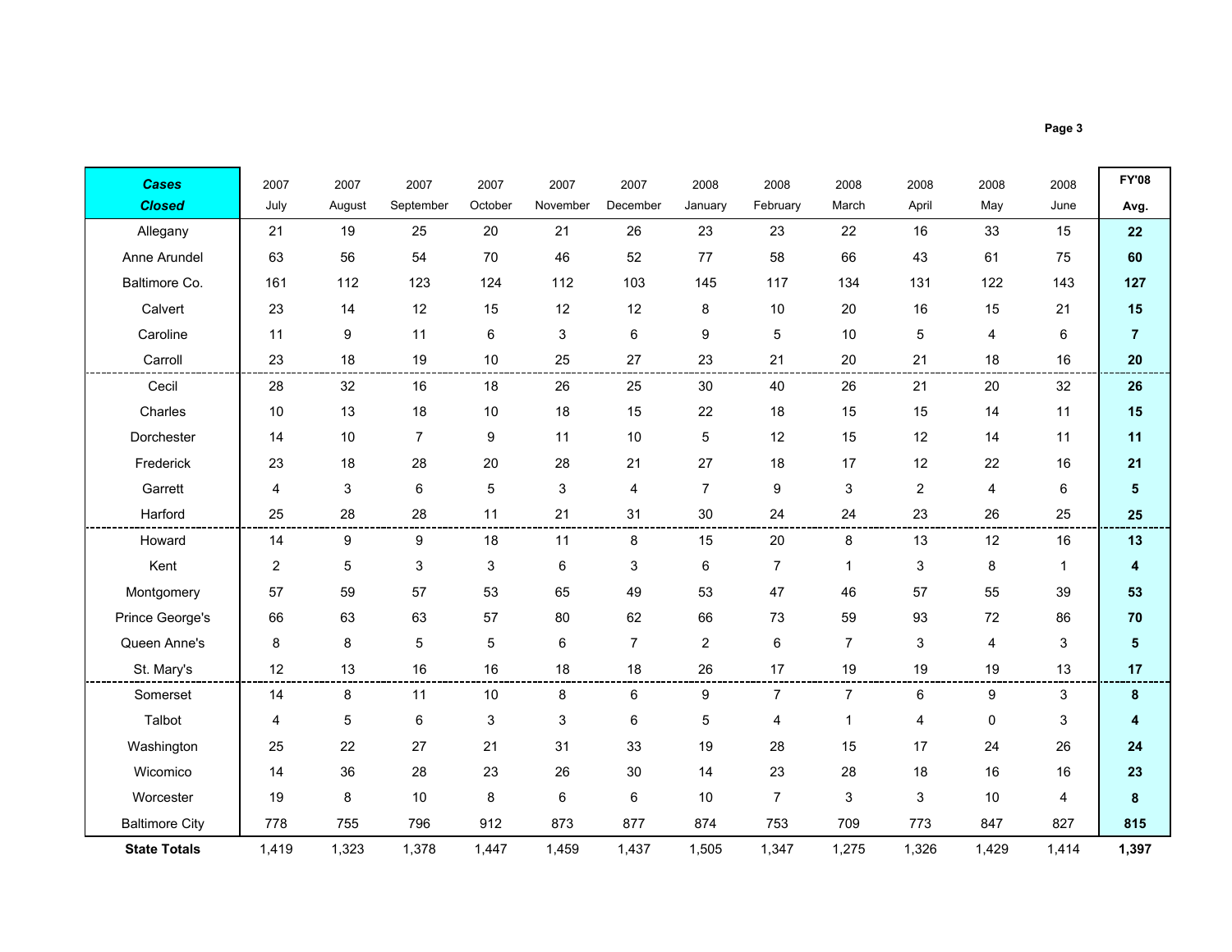| ***Cases Closed*** | 2007 July | 2007 August | 2007 September | 2007 October | 2007 November | 2007 December | 2008 January | 2008 February | 2008 March | 2008 April | 2008 May | 2008 June | **FY'08 Avg.** |
|---|---|---|---|---|---|---|---|---|---|---|---|---|---|
| Allegany | 21 | 19 | 25 | 20 | 21 | 26 | 23 | 23 | 22 | 16 | 33 | 15 | **22** |
| Anne Arundel | 63 | 56 | 54 | 70 | 46 | 52 | 77 | 58 | 66 | 43 | 61 | 75 | **60** |
| Baltimore Co. | 161 | 112 | 123 | 124 | 112 | 103 | 145 | 117 | 134 | 131 | 122 | 143 | **127** |
| Calvert | 23 | 14 | 12 | 15 | 12 | 12 | 8 | 10 | 20 | 16 | 15 | 21 | **15** |
| Caroline | 11 | 9 | 11 | 6 | 3 | 6 | 9 | 5 | 10 | 5 | 4 | 6 | **7** |
| Carroll | 23 | 18 | 19 | 10 | 25 | 27 | 23 | 21 | 20 | 21 | 18 | 16 | **20** |
| Cecil | 28 | 32 | 16 | 18 | 26 | 25 | 30 | 40 | 26 | 21 | 20 | 32 | **26** |
| Charles | 10 | 13 | 18 | 10 | 18 | 15 | 22 | 18 | 15 | 15 | 14 | 11 | **15** |
| Dorchester | 14 | 10 | 7 | 9 | 11 | 10 | 5 | 12 | 15 | 12 | 14 | 11 | **11** |
| Frederick | 23 | 18 | 28 | 20 | 28 | 21 | 27 | 18 | 17 | 12 | 22 | 16 | **21** |
| Garrett | 4 | 3 | 6 | 5 | 3 | 4 | 7 | 9 | 3 | 2 | 4 | 6 | **5** |
| Harford | 25 | 28 | 28 | 11 | 21 | 31 | 30 | 24 | 24 | 23 | 26 | 25 | **25** |
| Howard | 14 | 9 | 9 | 18 | 11 | 8 | 15 | 20 | 8 | 13 | 12 | 16 | **13** |
| Kent | 2 | 5 | 3 | 3 | 6 | 3 | 6 | 7 | 1 | 3 | 8 | 1 | **4** |
| Montgomery | 57 | 59 | 57 | 53 | 65 | 49 | 53 | 47 | 46 | 57 | 55 | 39 | **53** |
| Prince George's | 66 | 63 | 63 | 57 | 80 | 62 | 66 | 73 | 59 | 93 | 72 | 86 | **70** |
| Queen Anne's | 8 | 8 | 5 | 5 | 6 | 7 | 2 | 6 | 7 | 3 | 4 | 3 | **5** |
| St. Mary's | 12 | 13 | 16 | 16 | 18 | 18 | 26 | 17 | 19 | 19 | 19 | 13 | **17** |
| Somerset | 14 | 8 | 11 | 10 | 8 | 6 | 9 | 7 | 7 | 6 | 9 | 3 | **8** |
| Talbot | 4 | 5 | 6 | 3 | 3 | 6 | 5 | 4 | 1 | 4 | 0 | 3 | **4** |
| Washington | 25 | 22 | 27 | 21 | 31 | 33 | 19 | 28 | 15 | 17 | 24 | 26 | **24** |
| Wicomico | 14 | 36 | 28 | 23 | 26 | 30 | 14 | 23 | 28 | 18 | 16 | 16 | **23** |
| Worcester | 19 | 8 | 10 | 8 | 6 | 6 | 10 | 7 | 3 | 3 | 10 | 4 | **8** |
| Baltimore City | 778 | 755 | 796 | 912 | 873 | 877 | 874 | 753 | 709 | 773 | 847 | 827 | **815** |
| **State Totals** | 1,419 | 1,323 | 1,378 | 1,447 | 1,459 | 1,437 | 1,505 | 1,347 | 1,275 | 1,326 | 1,429 | 1,414 | **1,397** |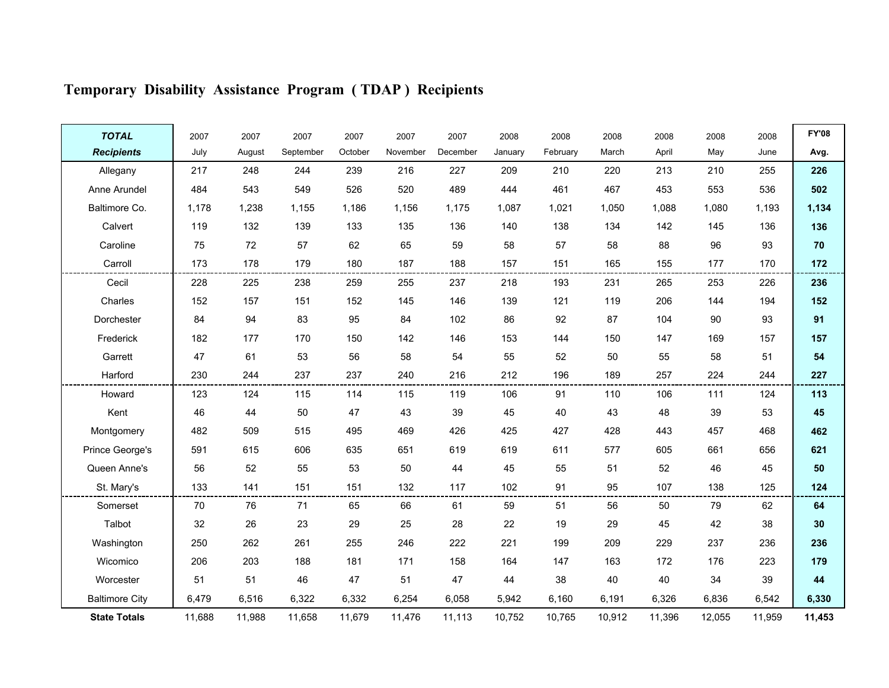# Temporary Disability Assistance Program ( TDAP ) Recipients

| ***TOTAL Recipients*** | 2007 July | 2007 August | 2007 September | 2007 October | 2007 November | 2007 December | 2008 January | 2008 February | 2008 March | 2008 April | 2008 May | 2008 June | **FY'08 Avg.** |
|---|---|---|---|---|---|---|---|---|---|---|---|---|---|
| Allegany | 217 | 248 | 244 | 239 | 216 | 227 | 209 | 210 | 220 | 213 | 210 | 255 | **226** |
| Anne Arundel | 484 | 543 | 549 | 526 | 520 | 489 | 444 | 461 | 467 | 453 | 553 | 536 | **502** |
| Baltimore Co. | 1,178 | 1,238 | 1,155 | 1,186 | 1,156 | 1,175 | 1,087 | 1,021 | 1,050 | 1,088 | 1,080 | 1,193 | **1,134** |
| Calvert | 119 | 132 | 139 | 133 | 135 | 136 | 140 | 138 | 134 | 142 | 145 | 136 | **136** |
| Caroline | 75 | 72 | 57 | 62 | 65 | 59 | 58 | 57 | 58 | 88 | 96 | 93 | **70** |
| Carroll | 173 | 178 | 179 | 180 | 187 | 188 | 157 | 151 | 165 | 155 | 177 | 170 | **172** |
| Cecil | 228 | 225 | 238 | 259 | 255 | 237 | 218 | 193 | 231 | 265 | 253 | 226 | **236** |
| Charles | 152 | 157 | 151 | 152 | 145 | 146 | 139 | 121 | 119 | 206 | 144 | 194 | **152** |
| Dorchester | 84 | 94 | 83 | 95 | 84 | 102 | 86 | 92 | 87 | 104 | 90 | 93 | **91** |
| Frederick | 182 | 177 | 170 | 150 | 142 | 146 | 153 | 144 | 150 | 147 | 169 | 157 | **157** |
| Garrett | 47 | 61 | 53 | 56 | 58 | 54 | 55 | 52 | 50 | 55 | 58 | 51 | **54** |
| Harford | 230 | 244 | 237 | 237 | 240 | 216 | 212 | 196 | 189 | 257 | 224 | 244 | **227** |
| Howard | 123 | 124 | 115 | 114 | 115 | 119 | 106 | 91 | 110 | 106 | 111 | 124 | **113** |
| Kent | 46 | 44 | 50 | 47 | 43 | 39 | 45 | 40 | 43 | 48 | 39 | 53 | **45** |
| Montgomery | 482 | 509 | 515 | 495 | 469 | 426 | 425 | 427 | 428 | 443 | 457 | 468 | **462** |
| Prince George's | 591 | 615 | 606 | 635 | 651 | 619 | 619 | 611 | 577 | 605 | 661 | 656 | **621** |
| Queen Anne's | 56 | 52 | 55 | 53 | 50 | 44 | 45 | 55 | 51 | 52 | 46 | 45 | **50** |
| St. Mary's | 133 | 141 | 151 | 151 | 132 | 117 | 102 | 91 | 95 | 107 | 138 | 125 | **124** |
| Somerset | 70 | 76 | 71 | 65 | 66 | 61 | 59 | 51 | 56 | 50 | 79 | 62 | **64** |
| Talbot | 32 | 26 | 23 | 29 | 25 | 28 | 22 | 19 | 29 | 45 | 42 | 38 | **30** |
| Washington | 250 | 262 | 261 | 255 | 246 | 222 | 221 | 199 | 209 | 229 | 237 | 236 | **236** |
| Wicomico | 206 | 203 | 188 | 181 | 171 | 158 | 164 | 147 | 163 | 172 | 176 | 223 | **179** |
| Worcester | 51 | 51 | 46 | 47 | 51 | 47 | 44 | 38 | 40 | 40 | 34 | 39 | **44** |
| Baltimore City | 6,479 | 6,516 | 6,322 | 6,332 | 6,254 | 6,058 | 5,942 | 6,160 | 6,191 | 6,326 | 6,836 | 6,542 | **6,330** |
| **State Totals** | 11,688 | 11,988 | 11,658 | 11,679 | 11,476 | 11,113 | 10,752 | 10,765 | 10,912 | 11,396 | 12,055 | 11,959 | **11,453** |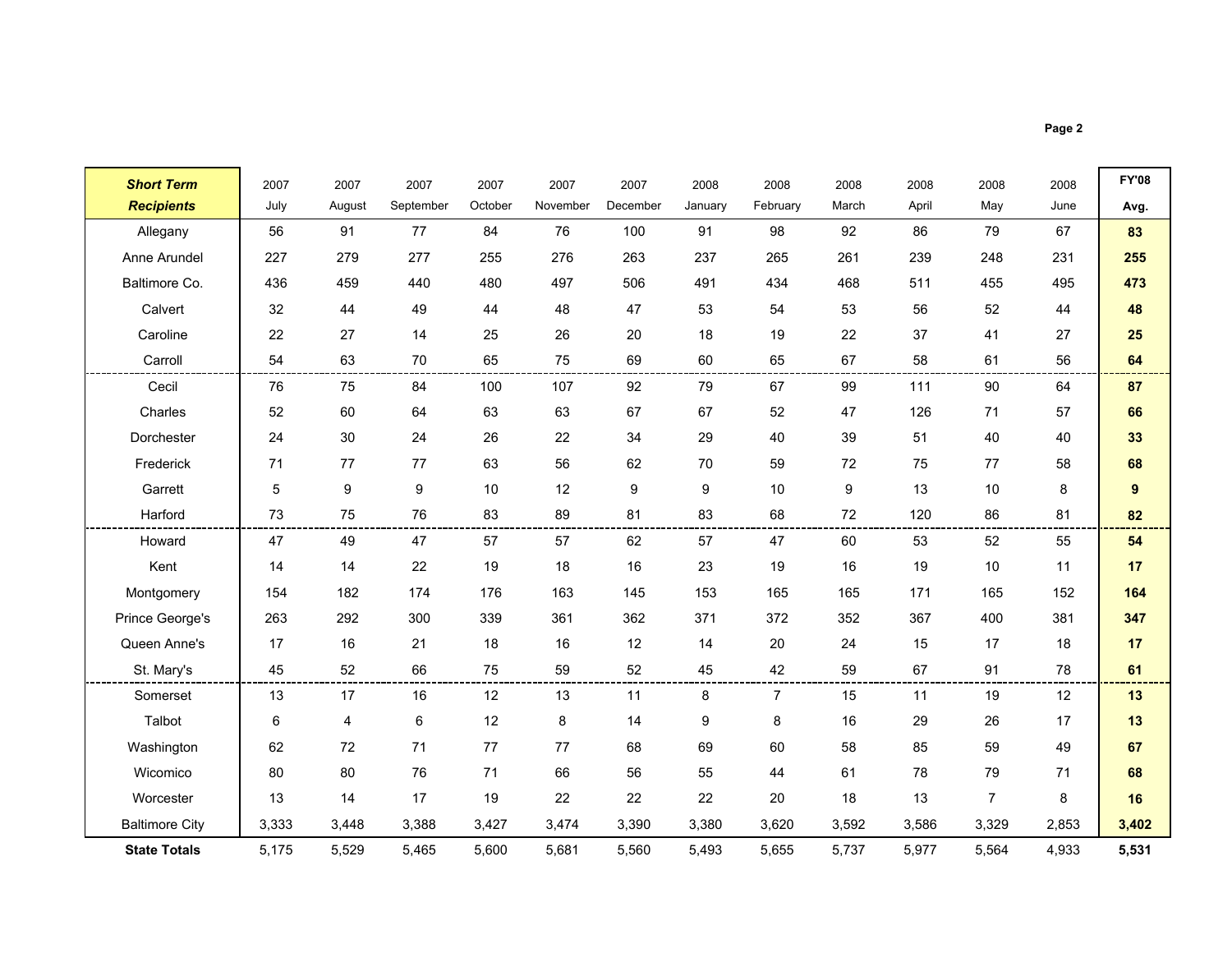| ***Short Term Recipients*** | 2007 July | 2007 August | 2007 September | 2007 October | 2007 November | 2007 December | 2008 January | 2008 February | 2008 March | 2008 April | 2008 May | 2008 June | **FY'08 Avg.** |
|---|---|---|---|---|---|---|---|---|---|---|---|---|---|
| Allegany | 56 | 91 | 77 | 84 | 76 | 100 | 91 | 98 | 92 | 86 | 79 | 67 | **83** |
| Anne Arundel | 227 | 279 | 277 | 255 | 276 | 263 | 237 | 265 | 261 | 239 | 248 | 231 | **255** |
| Baltimore Co. | 436 | 459 | 440 | 480 | 497 | 506 | 491 | 434 | 468 | 511 | 455 | 495 | **473** |
| Calvert | 32 | 44 | 49 | 44 | 48 | 47 | 53 | 54 | 53 | 56 | 52 | 44 | **48** |
| Caroline | 22 | 27 | 14 | 25 | 26 | 20 | 18 | 19 | 22 | 37 | 41 | 27 | **25** |
| Carroll | 54 | 63 | 70 | 65 | 75 | 69 | 60 | 65 | 67 | 58 | 61 | 56 | **64** |
| Cecil | 76 | 75 | 84 | 100 | 107 | 92 | 79 | 67 | 99 | 111 | 90 | 64 | **87** |
| Charles | 52 | 60 | 64 | 63 | 63 | 67 | 67 | 52 | 47 | 126 | 71 | 57 | **66** |
| Dorchester | 24 | 30 | 24 | 26 | 22 | 34 | 29 | 40 | 39 | 51 | 40 | 40 | **33** |
| Frederick | 71 | 77 | 77 | 63 | 56 | 62 | 70 | 59 | 72 | 75 | 77 | 58 | **68** |
| Garrett | 5 | 9 | 9 | 10 | 12 | 9 | 9 | 10 | 9 | 13 | 10 | 8 | **9** |
| Harford | 73 | 75 | 76 | 83 | 89 | 81 | 83 | 68 | 72 | 120 | 86 | 81 | **82** |
| Howard | 47 | 49 | 47 | 57 | 57 | 62 | 57 | 47 | 60 | 53 | 52 | 55 | **54** |
| Kent | 14 | 14 | 22 | 19 | 18 | 16 | 23 | 19 | 16 | 19 | 10 | 11 | **17** |
| Montgomery | 154 | 182 | 174 | 176 | 163 | 145 | 153 | 165 | 165 | 171 | 165 | 152 | **164** |
| Prince George's | 263 | 292 | 300 | 339 | 361 | 362 | 371 | 372 | 352 | 367 | 400 | 381 | **347** |
| Queen Anne's | 17 | 16 | 21 | 18 | 16 | 12 | 14 | 20 | 24 | 15 | 17 | 18 | **17** |
| St. Mary's | 45 | 52 | 66 | 75 | 59 | 52 | 45 | 42 | 59 | 67 | 91 | 78 | **61** |
| Somerset | 13 | 17 | 16 | 12 | 13 | 11 | 8 | 7 | 15 | 11 | 19 | 12 | **13** |
| Talbot | 6 | 4 | 6 | 12 | 8 | 14 | 9 | 8 | 16 | 29 | 26 | 17 | **13** |
| Washington | 62 | 72 | 71 | 77 | 77 | 68 | 69 | 60 | 58 | 85 | 59 | 49 | **67** |
| Wicomico | 80 | 80 | 76 | 71 | 66 | 56 | 55 | 44 | 61 | 78 | 79 | 71 | **68** |
| Worcester | 13 | 14 | 17 | 19 | 22 | 22 | 22 | 20 | 18 | 13 | 7 | 8 | **16** |
| Baltimore City | 3,333 | 3,448 | 3,388 | 3,427 | 3,474 | 3,390 | 3,380 | 3,620 | 3,592 | 3,586 | 3,329 | 2,853 | **3,402** |
| **State Totals** | 5,175 | 5,529 | 5,465 | 5,600 | 5,681 | 5,560 | 5,493 | 5,655 | 5,737 | 5,977 | 5,564 | 4,933 | **5,531** |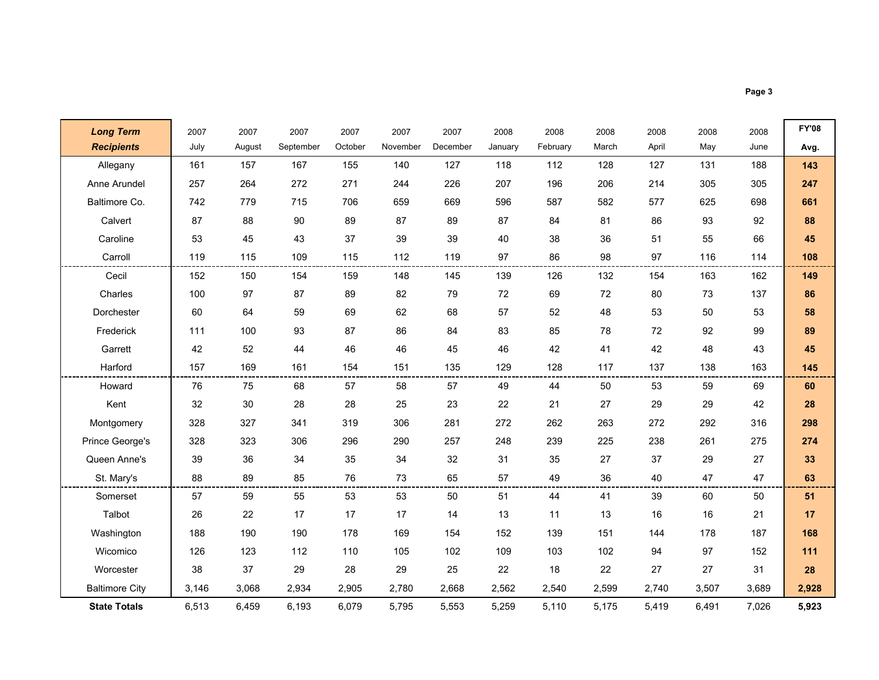| ***Long Term Recipients*** | 2007 July | 2007 August | 2007 September | 2007 October | 2007 November | 2007 December | 2008 January | 2008 February | 2008 March | 2008 April | 2008 May | 2008 June | **FY'08 Avg.** |
|---|---|---|---|---|---|---|---|---|---|---|---|---|---|
| Allegany | 161 | 157 | 167 | 155 | 140 | 127 | 118 | 112 | 128 | 127 | 131 | 188 | **143** |
| Anne Arundel | 257 | 264 | 272 | 271 | 244 | 226 | 207 | 196 | 206 | 214 | 305 | 305 | **247** |
| Baltimore Co. | 742 | 779 | 715 | 706 | 659 | 669 | 596 | 587 | 582 | 577 | 625 | 698 | **661** |
| Calvert | 87 | 88 | 90 | 89 | 87 | 89 | 87 | 84 | 81 | 86 | 93 | 92 | **88** |
| Caroline | 53 | 45 | 43 | 37 | 39 | 39 | 40 | 38 | 36 | 51 | 55 | 66 | **45** |
| Carroll | 119 | 115 | 109 | 115 | 112 | 119 | 97 | 86 | 98 | 97 | 116 | 114 | **108** |
| Cecil | 152 | 150 | 154 | 159 | 148 | 145 | 139 | 126 | 132 | 154 | 163 | 162 | **149** |
| Charles | 100 | 97 | 87 | 89 | 82 | 79 | 72 | 69 | 72 | 80 | 73 | 137 | **86** |
| Dorchester | 60 | 64 | 59 | 69 | 62 | 68 | 57 | 52 | 48 | 53 | 50 | 53 | **58** |
| Frederick | 111 | 100 | 93 | 87 | 86 | 84 | 83 | 85 | 78 | 72 | 92 | 99 | **89** |
| Garrett | 42 | 52 | 44 | 46 | 46 | 45 | 46 | 42 | 41 | 42 | 48 | 43 | **45** |
| Harford | 157 | 169 | 161 | 154 | 151 | 135 | 129 | 128 | 117 | 137 | 138 | 163 | **145** |
| Howard | 76 | 75 | 68 | 57 | 58 | 57 | 49 | 44 | 50 | 53 | 59 | 69 | **60** |
| Kent | 32 | 30 | 28 | 28 | 25 | 23 | 22 | 21 | 27 | 29 | 29 | 42 | **28** |
| Montgomery | 328 | 327 | 341 | 319 | 306 | 281 | 272 | 262 | 263 | 272 | 292 | 316 | **298** |
| Prince George's | 328 | 323 | 306 | 296 | 290 | 257 | 248 | 239 | 225 | 238 | 261 | 275 | **274** |
| Queen Anne's | 39 | 36 | 34 | 35 | 34 | 32 | 31 | 35 | 27 | 37 | 29 | 27 | **33** |
| St. Mary's | 88 | 89 | 85 | 76 | 73 | 65 | 57 | 49 | 36 | 40 | 47 | 47 | **63** |
| Somerset | 57 | 59 | 55 | 53 | 53 | 50 | 51 | 44 | 41 | 39 | 60 | 50 | **51** |
| Talbot | 26 | 22 | 17 | 17 | 17 | 14 | 13 | 11 | 13 | 16 | 16 | 21 | **17** |
| Washington | 188 | 190 | 190 | 178 | 169 | 154 | 152 | 139 | 151 | 144 | 178 | 187 | **168** |
| Wicomico | 126 | 123 | 112 | 110 | 105 | 102 | 109 | 103 | 102 | 94 | 97 | 152 | **111** |
| Worcester | 38 | 37 | 29 | 28 | 29 | 25 | 22 | 18 | 22 | 27 | 27 | 31 | **28** |
| Baltimore City | 3,146 | 3,068 | 2,934 | 2,905 | 2,780 | 2,668 | 2,562 | 2,540 | 2,599 | 2,740 | 3,507 | 3,689 | **2,928** |
| **State Totals** | 6,513 | 6,459 | 6,193 | 6,079 | 5,795 | 5,553 | 5,259 | 5,110 | 5,175 | 5,419 | 6,491 | 7,026 | **5,923** |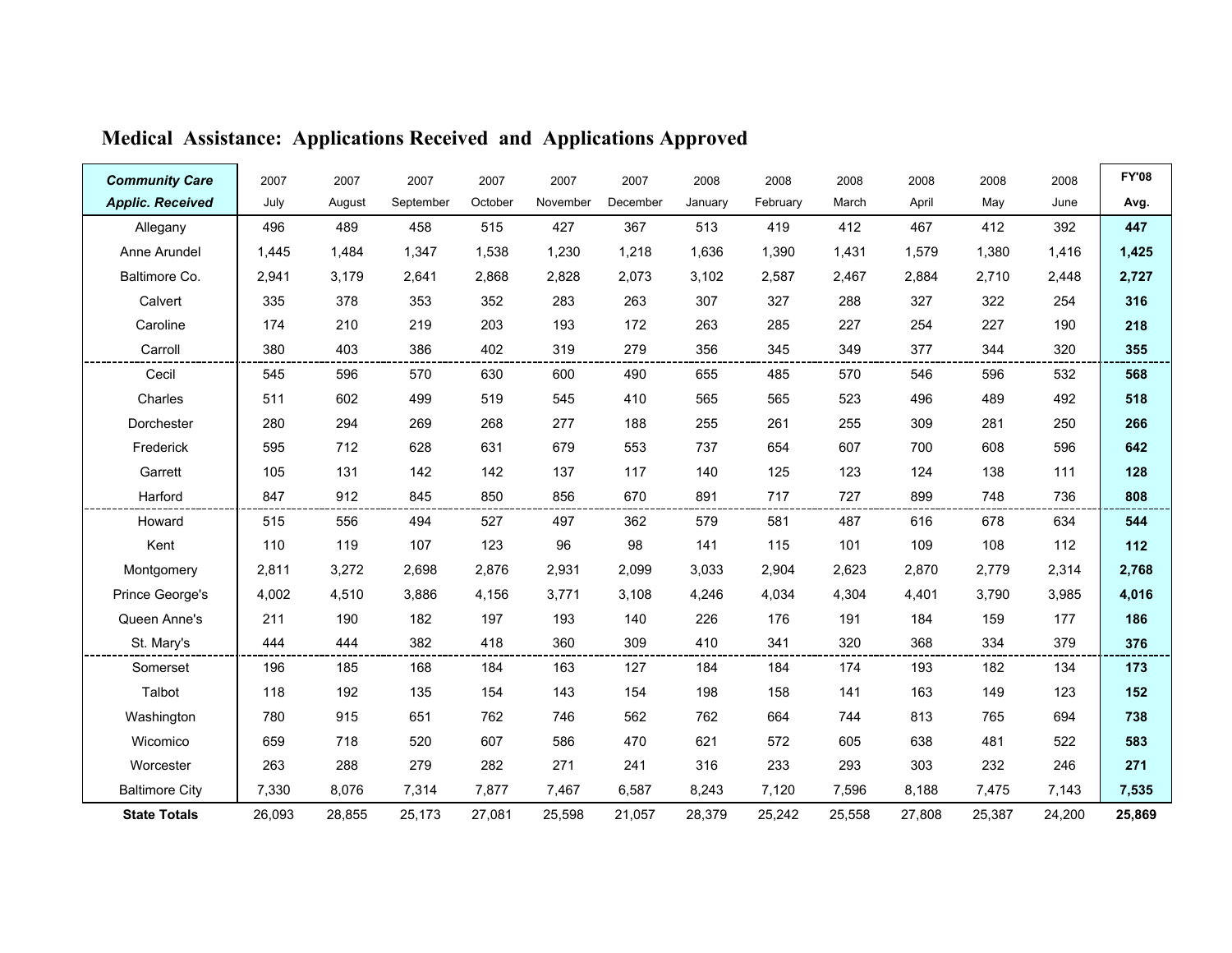# Medical Assistance: Applications Received and Applications Approved

| ***Community Care Applic. Received*** | 2007 July | 2007 August | 2007 September | 2007 October | 2007 November | 2007 December | 2008 January | 2008 February | 2008 March | 2008 April | 2008 May | 2008 June | **FY'08 Avg.** |
|---|---|---|---|---|---|---|---|---|---|---|---|---|---|
| Allegany | 496 | 489 | 458 | 515 | 427 | 367 | 513 | 419 | 412 | 467 | 412 | 392 | **447** |
| Anne Arundel | 1,445 | 1,484 | 1,347 | 1,538 | 1,230 | 1,218 | 1,636 | 1,390 | 1,431 | 1,579 | 1,380 | 1,416 | **1,425** |
| Baltimore Co. | 2,941 | 3,179 | 2,641 | 2,868 | 2,828 | 2,073 | 3,102 | 2,587 | 2,467 | 2,884 | 2,710 | 2,448 | **2,727** |
| Calvert | 335 | 378 | 353 | 352 | 283 | 263 | 307 | 327 | 288 | 327 | 322 | 254 | **316** |
| Caroline | 174 | 210 | 219 | 203 | 193 | 172 | 263 | 285 | 227 | 254 | 227 | 190 | **218** |
| Carroll | 380 | 403 | 386 | 402 | 319 | 279 | 356 | 345 | 349 | 377 | 344 | 320 | **355** |
| Cecil | 545 | 596 | 570 | 630 | 600 | 490 | 655 | 485 | 570 | 546 | 596 | 532 | **568** |
| Charles | 511 | 602 | 499 | 519 | 545 | 410 | 565 | 565 | 523 | 496 | 489 | 492 | **518** |
| Dorchester | 280 | 294 | 269 | 268 | 277 | 188 | 255 | 261 | 255 | 309 | 281 | 250 | **266** |
| Frederick | 595 | 712 | 628 | 631 | 679 | 553 | 737 | 654 | 607 | 700 | 608 | 596 | **642** |
| Garrett | 105 | 131 | 142 | 142 | 137 | 117 | 140 | 125 | 123 | 124 | 138 | 111 | **128** |
| Harford | 847 | 912 | 845 | 850 | 856 | 670 | 891 | 717 | 727 | 899 | 748 | 736 | **808** |
| Howard | 515 | 556 | 494 | 527 | 497 | 362 | 579 | 581 | 487 | 616 | 678 | 634 | **544** |
| Kent | 110 | 119 | 107 | 123 | 96 | 98 | 141 | 115 | 101 | 109 | 108 | 112 | **112** |
| Montgomery | 2,811 | 3,272 | 2,698 | 2,876 | 2,931 | 2,099 | 3,033 | 2,904 | 2,623 | 2,870 | 2,779 | 2,314 | **2,768** |
| Prince George's | 4,002 | 4,510 | 3,886 | 4,156 | 3,771 | 3,108 | 4,246 | 4,034 | 4,304 | 4,401 | 3,790 | 3,985 | **4,016** |
| Queen Anne's | 211 | 190 | 182 | 197 | 193 | 140 | 226 | 176 | 191 | 184 | 159 | 177 | **186** |
| St. Mary's | 444 | 444 | 382 | 418 | 360 | 309 | 410 | 341 | 320 | 368 | 334 | 379 | **376** |
| Somerset | 196 | 185 | 168 | 184 | 163 | 127 | 184 | 184 | 174 | 193 | 182 | 134 | **173** |
| Talbot | 118 | 192 | 135 | 154 | 143 | 154 | 198 | 158 | 141 | 163 | 149 | 123 | **152** |
| Washington | 780 | 915 | 651 | 762 | 746 | 562 | 762 | 664 | 744 | 813 | 765 | 694 | **738** |
| Wicomico | 659 | 718 | 520 | 607 | 586 | 470 | 621 | 572 | 605 | 638 | 481 | 522 | **583** |
| Worcester | 263 | 288 | 279 | 282 | 271 | 241 | 316 | 233 | 293 | 303 | 232 | 246 | **271** |
| Baltimore City | 7,330 | 8,076 | 7,314 | 7,877 | 7,467 | 6,587 | 8,243 | 7,120 | 7,596 | 8,188 | 7,475 | 7,143 | **7,535** |
| **State Totals** | 26,093 | 28,855 | 25,173 | 27,081 | 25,598 | 21,057 | 28,379 | 25,242 | 25,558 | 27,808 | 25,387 | 24,200 | **25,869** |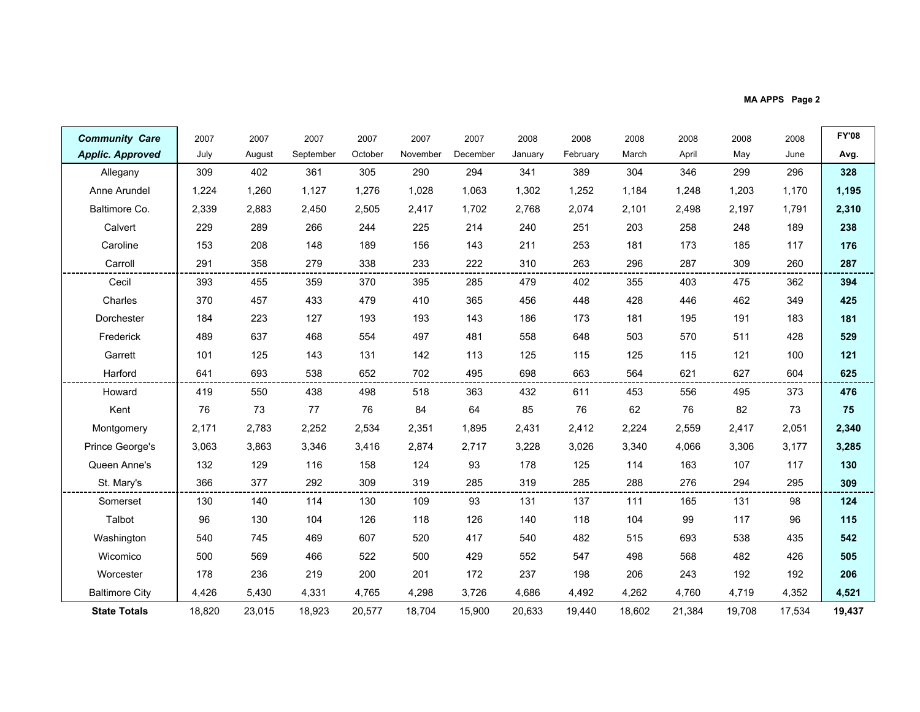| ***Community Care Applic. Approved*** | 2007 July | 2007 August | 2007 September | 2007 October | 2007 November | 2007 December | 2008 January | 2008 February | 2008 March | 2008 April | 2008 May | 2008 June | **FY'08 Avg.** |
|---|---|---|---|---|---|---|---|---|---|---|---|---|---|
| Allegany | 309 | 402 | 361 | 305 | 290 | 294 | 341 | 389 | 304 | 346 | 299 | 296 | **328** |
| Anne Arundel | 1,224 | 1,260 | 1,127 | 1,276 | 1,028 | 1,063 | 1,302 | 1,252 | 1,184 | 1,248 | 1,203 | 1,170 | **1,195** |
| Baltimore Co. | 2,339 | 2,883 | 2,450 | 2,505 | 2,417 | 1,702 | 2,768 | 2,074 | 2,101 | 2,498 | 2,197 | 1,791 | **2,310** |
| Calvert | 229 | 289 | 266 | 244 | 225 | 214 | 240 | 251 | 203 | 258 | 248 | 189 | **238** |
| Caroline | 153 | 208 | 148 | 189 | 156 | 143 | 211 | 253 | 181 | 173 | 185 | 117 | **176** |
| Carroll | 291 | 358 | 279 | 338 | 233 | 222 | 310 | 263 | 296 | 287 | 309 | 260 | **287** |
| Cecil | 393 | 455 | 359 | 370 | 395 | 285 | 479 | 402 | 355 | 403 | 475 | 362 | **394** |
| Charles | 370 | 457 | 433 | 479 | 410 | 365 | 456 | 448 | 428 | 446 | 462 | 349 | **425** |
| Dorchester | 184 | 223 | 127 | 193 | 193 | 143 | 186 | 173 | 181 | 195 | 191 | 183 | **181** |
| Frederick | 489 | 637 | 468 | 554 | 497 | 481 | 558 | 648 | 503 | 570 | 511 | 428 | **529** |
| Garrett | 101 | 125 | 143 | 131 | 142 | 113 | 125 | 115 | 125 | 115 | 121 | 100 | **121** |
| Harford | 641 | 693 | 538 | 652 | 702 | 495 | 698 | 663 | 564 | 621 | 627 | 604 | **625** |
| Howard | 419 | 550 | 438 | 498 | 518 | 363 | 432 | 611 | 453 | 556 | 495 | 373 | **476** |
| Kent | 76 | 73 | 77 | 76 | 84 | 64 | 85 | 76 | 62 | 76 | 82 | 73 | **75** |
| Montgomery | 2,171 | 2,783 | 2,252 | 2,534 | 2,351 | 1,895 | 2,431 | 2,412 | 2,224 | 2,559 | 2,417 | 2,051 | **2,340** |
| Prince George's | 3,063 | 3,863 | 3,346 | 3,416 | 2,874 | 2,717 | 3,228 | 3,026 | 3,340 | 4,066 | 3,306 | 3,177 | **3,285** |
| Queen Anne's | 132 | 129 | 116 | 158 | 124 | 93 | 178 | 125 | 114 | 163 | 107 | 117 | **130** |
| St. Mary's | 366 | 377 | 292 | 309 | 319 | 285 | 319 | 285 | 288 | 276 | 294 | 295 | **309** |
| Somerset | 130 | 140 | 114 | 130 | 109 | 93 | 131 | 137 | 111 | 165 | 131 | 98 | **124** |
| Talbot | 96 | 130 | 104 | 126 | 118 | 126 | 140 | 118 | 104 | 99 | 117 | 96 | **115** |
| Washington | 540 | 745 | 469 | 607 | 520 | 417 | 540 | 482 | 515 | 693 | 538 | 435 | **542** |
| Wicomico | 500 | 569 | 466 | 522 | 500 | 429 | 552 | 547 | 498 | 568 | 482 | 426 | **505** |
| Worcester | 178 | 236 | 219 | 200 | 201 | 172 | 237 | 198 | 206 | 243 | 192 | 192 | **206** |
| Baltimore City | 4,426 | 5,430 | 4,331 | 4,765 | 4,298 | 3,726 | 4,686 | 4,492 | 4,262 | 4,760 | 4,719 | 4,352 | **4,521** |
| **State Totals** | 18,820 | 23,015 | 18,923 | 20,577 | 18,704 | 15,900 | 20,633 | 19,440 | 18,602 | 21,384 | 19,708 | 17,534 | **19,437** |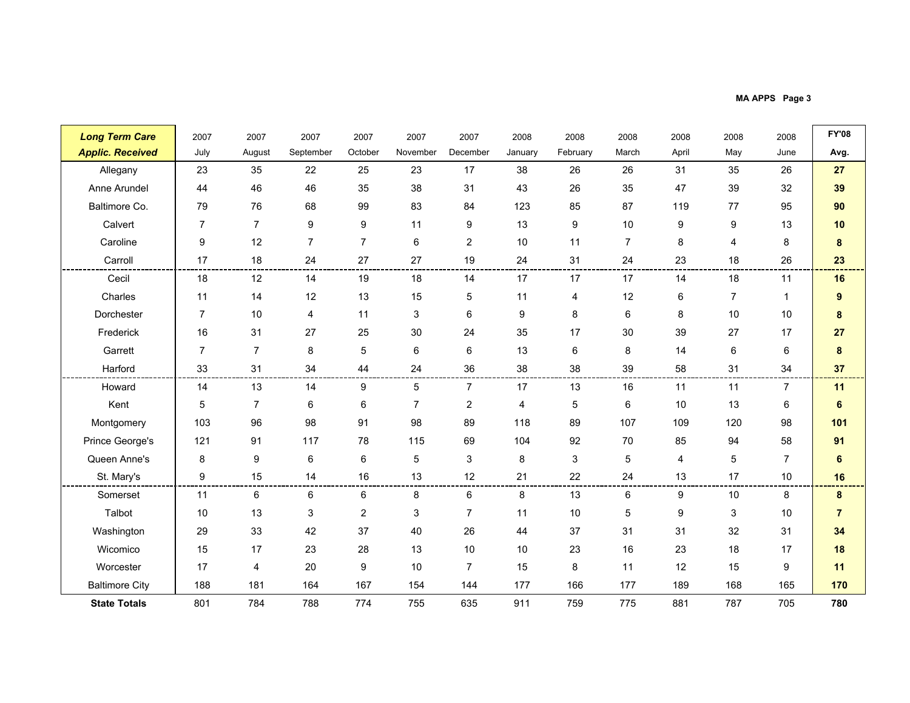| Long Term Care Applic. Received | 2007 July | 2007 August | 2007 September | 2007 October | 2007 November | 2007 December | 2008 January | 2008 February | 2008 March | 2008 April | 2008 May | 2008 June | FY'08 Avg. |
|---|---|---|---|---|---|---|---|---|---|---|---|---|---|
| Allegany | 23 | 35 | 22 | 25 | 23 | 17 | 38 | 26 | 26 | 31 | 35 | 26 | **27** |
| Anne Arundel | 44 | 46 | 46 | 35 | 38 | 31 | 43 | 26 | 35 | 47 | 39 | 32 | **39** |
| Baltimore Co. | 79 | 76 | 68 | 99 | 83 | 84 | 123 | 85 | 87 | 119 | 77 | 95 | **90** |
| Calvert | 7 | 7 | 9 | 9 | 11 | 9 | 13 | 9 | 10 | 9 | 9 | 13 | **10** |
| Caroline | 9 | 12 | 7 | 7 | 6 | 2 | 10 | 11 | 7 | 8 | 4 | 8 | **8** |
| Carroll | 17 | 18 | 24 | 27 | 27 | 19 | 24 | 31 | 24 | 23 | 18 | 26 | **23** |
| Cecil | 18 | 12 | 14 | 19 | 18 | 14 | 17 | 17 | 17 | 14 | 18 | 11 | **16** |
| Charles | 11 | 14 | 12 | 13 | 15 | 5 | 11 | 4 | 12 | 6 | 7 | 1 | **9** |
| Dorchester | 7 | 10 | 4 | 11 | 3 | 6 | 9 | 8 | 6 | 8 | 10 | 10 | **8** |
| Frederick | 16 | 31 | 27 | 25 | 30 | 24 | 35 | 17 | 30 | 39 | 27 | 17 | **27** |
| Garrett | 7 | 7 | 8 | 5 | 6 | 6 | 13 | 6 | 8 | 14 | 6 | 6 | **8** |
| Harford | 33 | 31 | 34 | 44 | 24 | 36 | 38 | 38 | 39 | 58 | 31 | 34 | **37** |
| Howard | 14 | 13 | 14 | 9 | 5 | 7 | 17 | 13 | 16 | 11 | 11 | 7 | **11** |
| Kent | 5 | 7 | 6 | 6 | 7 | 2 | 4 | 5 | 6 | 10 | 13 | 6 | **6** |
| Montgomery | 103 | 96 | 98 | 91 | 98 | 89 | 118 | 89 | 107 | 109 | 120 | 98 | **101** |
| Prince George's | 121 | 91 | 117 | 78 | 115 | 69 | 104 | 92 | 70 | 85 | 94 | 58 | **91** |
| Queen Anne's | 8 | 9 | 6 | 6 | 5 | 3 | 8 | 3 | 5 | 4 | 5 | 7 | **6** |
| St. Mary's | 9 | 15 | 14 | 16 | 13 | 12 | 21 | 22 | 24 | 13 | 17 | 10 | **16** |
| Somerset | 11 | 6 | 6 | 6 | 8 | 6 | 8 | 13 | 6 | 9 | 10 | 8 | **8** |
| Talbot | 10 | 13 | 3 | 2 | 3 | 7 | 11 | 10 | 5 | 9 | 3 | 10 | **7** |
| Washington | 29 | 33 | 42 | 37 | 40 | 26 | 44 | 37 | 31 | 31 | 32 | 31 | **34** |
| Wicomico | 15 | 17 | 23 | 28 | 13 | 10 | 10 | 23 | 16 | 23 | 18 | 17 | **18** |
| Worcester | 17 | 4 | 20 | 9 | 10 | 7 | 15 | 8 | 11 | 12 | 15 | 9 | **11** |
| Baltimore City | 188 | 181 | 164 | 167 | 154 | 144 | 177 | 166 | 177 | 189 | 168 | 165 | **170** |
| **State Totals** | 801 | 784 | 788 | 774 | 755 | 635 | 911 | 759 | 775 | 881 | 787 | 705 | **780** |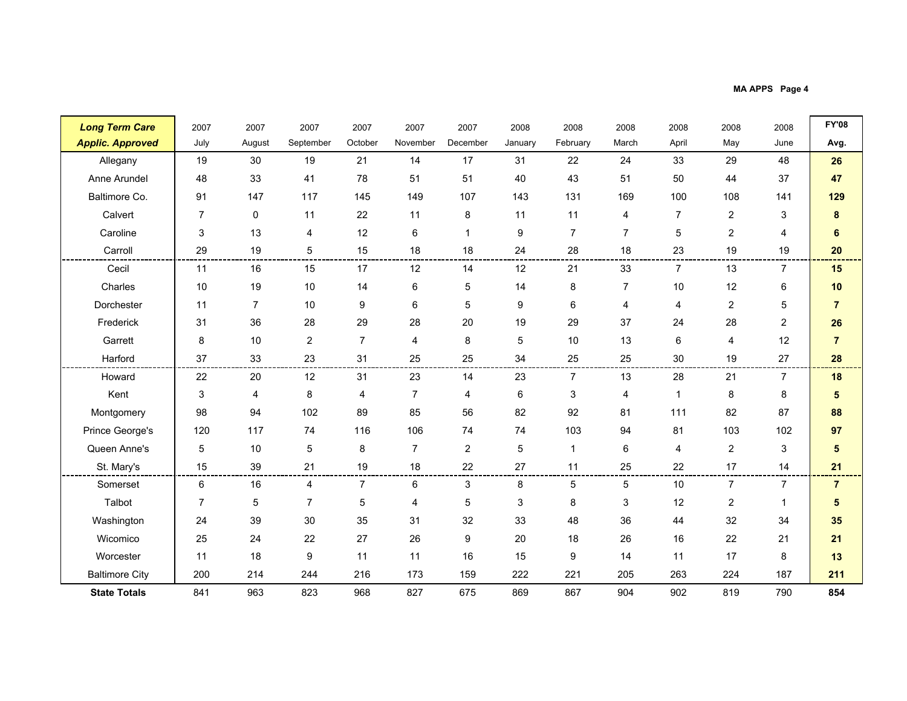MA APPS Page 4

| ***Long Term Care Applic. Approved*** | 2007 July | 2007 August | 2007 September | 2007 October | 2007 November | 2007 December | 2008 January | 2008 February | 2008 March | 2008 April | 2008 May | 2008 June | **FY'08 Avg.** |
|---|---|---|---|---|---|---|---|---|---|---|---|---|---|
| Allegany | 19 | 30 | 19 | 21 | 14 | 17 | 31 | 22 | 24 | 33 | 29 | 48 | **26** |
| Anne Arundel | 48 | 33 | 41 | 78 | 51 | 51 | 40 | 43 | 51 | 50 | 44 | 37 | **47** |
| Baltimore Co. | 91 | 147 | 117 | 145 | 149 | 107 | 143 | 131 | 169 | 100 | 108 | 141 | **129** |
| Calvert | 7 | 0 | 11 | 22 | 11 | 8 | 11 | 11 | 4 | 7 | 2 | 3 | **8** |
| Caroline | 3 | 13 | 4 | 12 | 6 | 1 | 9 | 7 | 7 | 5 | 2 | 4 | **6** |
| Carroll | 29 | 19 | 5 | 15 | 18 | 18 | 24 | 28 | 18 | 23 | 19 | 19 | **20** |
| Cecil | 11 | 16 | 15 | 17 | 12 | 14 | 12 | 21 | 33 | 7 | 13 | 7 | **15** |
| Charles | 10 | 19 | 10 | 14 | 6 | 5 | 14 | 8 | 7 | 10 | 12 | 6 | **10** |
| Dorchester | 11 | 7 | 10 | 9 | 6 | 5 | 9 | 6 | 4 | 4 | 2 | 5 | **7** |
| Frederick | 31 | 36 | 28 | 29 | 28 | 20 | 19 | 29 | 37 | 24 | 28 | 2 | **26** |
| Garrett | 8 | 10 | 2 | 7 | 4 | 8 | 5 | 10 | 13 | 6 | 4 | 12 | **7** |
| Harford | 37 | 33 | 23 | 31 | 25 | 25 | 34 | 25 | 25 | 30 | 19 | 27 | **28** |
| Howard | 22 | 20 | 12 | 31 | 23 | 14 | 23 | 7 | 13 | 28 | 21 | 7 | **18** |
| Kent | 3 | 4 | 8 | 4 | 7 | 4 | 6 | 3 | 4 | 1 | 8 | 8 | **5** |
| Montgomery | 98 | 94 | 102 | 89 | 85 | 56 | 82 | 92 | 81 | 111 | 82 | 87 | **88** |
| Prince George's | 120 | 117 | 74 | 116 | 106 | 74 | 74 | 103 | 94 | 81 | 103 | 102 | **97** |
| Queen Anne's | 5 | 10 | 5 | 8 | 7 | 2 | 5 | 1 | 6 | 4 | 2 | 3 | **5** |
| St. Mary's | 15 | 39 | 21 | 19 | 18 | 22 | 27 | 11 | 25 | 22 | 17 | 14 | **21** |
| Somerset | 6 | 16 | 4 | 7 | 6 | 3 | 8 | 5 | 5 | 10 | 7 | 7 | **7** |
| Talbot | 7 | 5 | 7 | 5 | 4 | 5 | 3 | 8 | 3 | 12 | 2 | 1 | **5** |
| Washington | 24 | 39 | 30 | 35 | 31 | 32 | 33 | 48 | 36 | 44 | 32 | 34 | **35** |
| Wicomico | 25 | 24 | 22 | 27 | 26 | 9 | 20 | 18 | 26 | 16 | 22 | 21 | **21** |
| Worcester | 11 | 18 | 9 | 11 | 11 | 16 | 15 | 9 | 14 | 11 | 17 | 8 | **13** |
| Baltimore City | 200 | 214 | 244 | 216 | 173 | 159 | 222 | 221 | 205 | 263 | 224 | 187 | **211** |
| **State Totals** | 841 | 963 | 823 | 968 | 827 | 675 | 869 | 867 | 904 | 902 | 819 | 790 | **854** |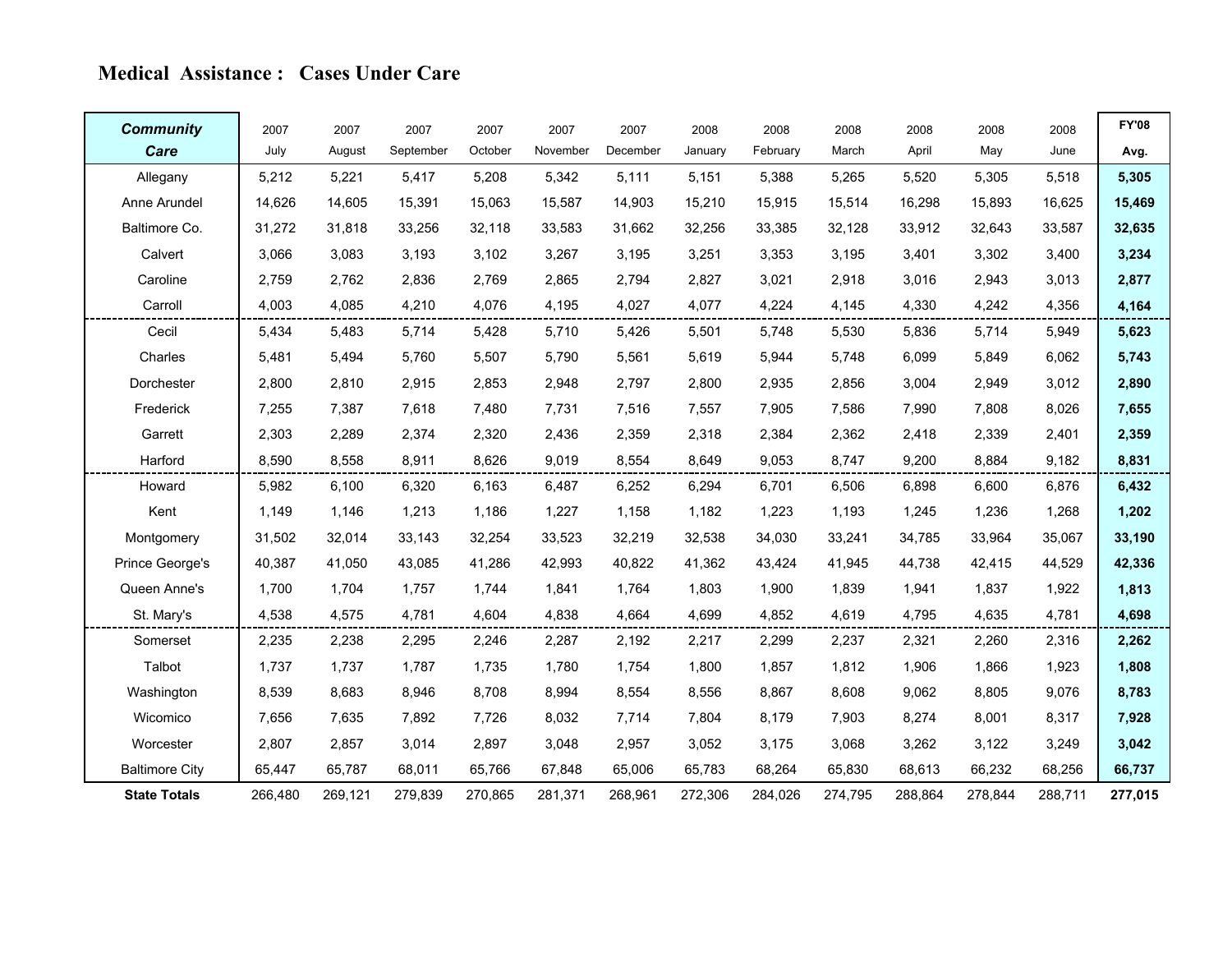# Medical Assistance : Cases Under Care

| *Community Care* | 2007 July | 2007 August | 2007 September | 2007 October | 2007 November | 2007 December | 2008 January | 2008 February | 2008 March | 2008 April | 2008 May | 2008 June | FY'08 Avg. |
|---|---|---|---|---|---|---|---|---|---|---|---|---|---|
| Allegany | 5,212 | 5,221 | 5,417 | 5,208 | 5,342 | 5,111 | 5,151 | 5,388 | 5,265 | 5,520 | 5,305 | 5,518 | **5,305** |
| Anne Arundel | 14,626 | 14,605 | 15,391 | 15,063 | 15,587 | 14,903 | 15,210 | 15,915 | 15,514 | 16,298 | 15,893 | 16,625 | **15,469** |
| Baltimore Co. | 31,272 | 31,818 | 33,256 | 32,118 | 33,583 | 31,662 | 32,256 | 33,385 | 32,128 | 33,912 | 32,643 | 33,587 | **32,635** |
| Calvert | 3,066 | 3,083 | 3,193 | 3,102 | 3,267 | 3,195 | 3,251 | 3,353 | 3,195 | 3,401 | 3,302 | 3,400 | **3,234** |
| Caroline | 2,759 | 2,762 | 2,836 | 2,769 | 2,865 | 2,794 | 2,827 | 3,021 | 2,918 | 3,016 | 2,943 | 3,013 | **2,877** |
| Carroll | 4,003 | 4,085 | 4,210 | 4,076 | 4,195 | 4,027 | 4,077 | 4,224 | 4,145 | 4,330 | 4,242 | 4,356 | **4,164** |
| Cecil | 5,434 | 5,483 | 5,714 | 5,428 | 5,710 | 5,426 | 5,501 | 5,748 | 5,530 | 5,836 | 5,714 | 5,949 | **5,623** |
| Charles | 5,481 | 5,494 | 5,760 | 5,507 | 5,790 | 5,561 | 5,619 | 5,944 | 5,748 | 6,099 | 5,849 | 6,062 | **5,743** |
| Dorchester | 2,800 | 2,810 | 2,915 | 2,853 | 2,948 | 2,797 | 2,800 | 2,935 | 2,856 | 3,004 | 2,949 | 3,012 | **2,890** |
| Frederick | 7,255 | 7,387 | 7,618 | 7,480 | 7,731 | 7,516 | 7,557 | 7,905 | 7,586 | 7,990 | 7,808 | 8,026 | **7,655** |
| Garrett | 2,303 | 2,289 | 2,374 | 2,320 | 2,436 | 2,359 | 2,318 | 2,384 | 2,362 | 2,418 | 2,339 | 2,401 | **2,359** |
| Harford | 8,590 | 8,558 | 8,911 | 8,626 | 9,019 | 8,554 | 8,649 | 9,053 | 8,747 | 9,200 | 8,884 | 9,182 | **8,831** |
| Howard | 5,982 | 6,100 | 6,320 | 6,163 | 6,487 | 6,252 | 6,294 | 6,701 | 6,506 | 6,898 | 6,600 | 6,876 | **6,432** |
| Kent | 1,149 | 1,146 | 1,213 | 1,186 | 1,227 | 1,158 | 1,182 | 1,223 | 1,193 | 1,245 | 1,236 | 1,268 | **1,202** |
| Montgomery | 31,502 | 32,014 | 33,143 | 32,254 | 33,523 | 32,219 | 32,538 | 34,030 | 33,241 | 34,785 | 33,964 | 35,067 | **33,190** |
| Prince George's | 40,387 | 41,050 | 43,085 | 41,286 | 42,993 | 40,822 | 41,362 | 43,424 | 41,945 | 44,738 | 42,415 | 44,529 | **42,336** |
| Queen Anne's | 1,700 | 1,704 | 1,757 | 1,744 | 1,841 | 1,764 | 1,803 | 1,900 | 1,839 | 1,941 | 1,837 | 1,922 | **1,813** |
| St. Mary's | 4,538 | 4,575 | 4,781 | 4,604 | 4,838 | 4,664 | 4,699 | 4,852 | 4,619 | 4,795 | 4,635 | 4,781 | **4,698** |
| Somerset | 2,235 | 2,238 | 2,295 | 2,246 | 2,287 | 2,192 | 2,217 | 2,299 | 2,237 | 2,321 | 2,260 | 2,316 | **2,262** |
| Talbot | 1,737 | 1,737 | 1,787 | 1,735 | 1,780 | 1,754 | 1,800 | 1,857 | 1,812 | 1,906 | 1,866 | 1,923 | **1,808** |
| Washington | 8,539 | 8,683 | 8,946 | 8,708 | 8,994 | 8,554 | 8,556 | 8,867 | 8,608 | 9,062 | 8,805 | 9,076 | **8,783** |
| Wicomico | 7,656 | 7,635 | 7,892 | 7,726 | 8,032 | 7,714 | 7,804 | 8,179 | 7,903 | 8,274 | 8,001 | 8,317 | **7,928** |
| Worcester | 2,807 | 2,857 | 3,014 | 2,897 | 3,048 | 2,957 | 3,052 | 3,175 | 3,068 | 3,262 | 3,122 | 3,249 | **3,042** |
| Baltimore City | 65,447 | 65,787 | 68,011 | 65,766 | 67,848 | 65,006 | 65,783 | 68,264 | 65,830 | 68,613 | 66,232 | 68,256 | **66,737** |
| **State Totals** | 266,480 | 269,121 | 279,839 | 270,865 | 281,371 | 268,961 | 272,306 | 284,026 | 274,795 | 288,864 | 278,844 | 288,711 | **277,015** |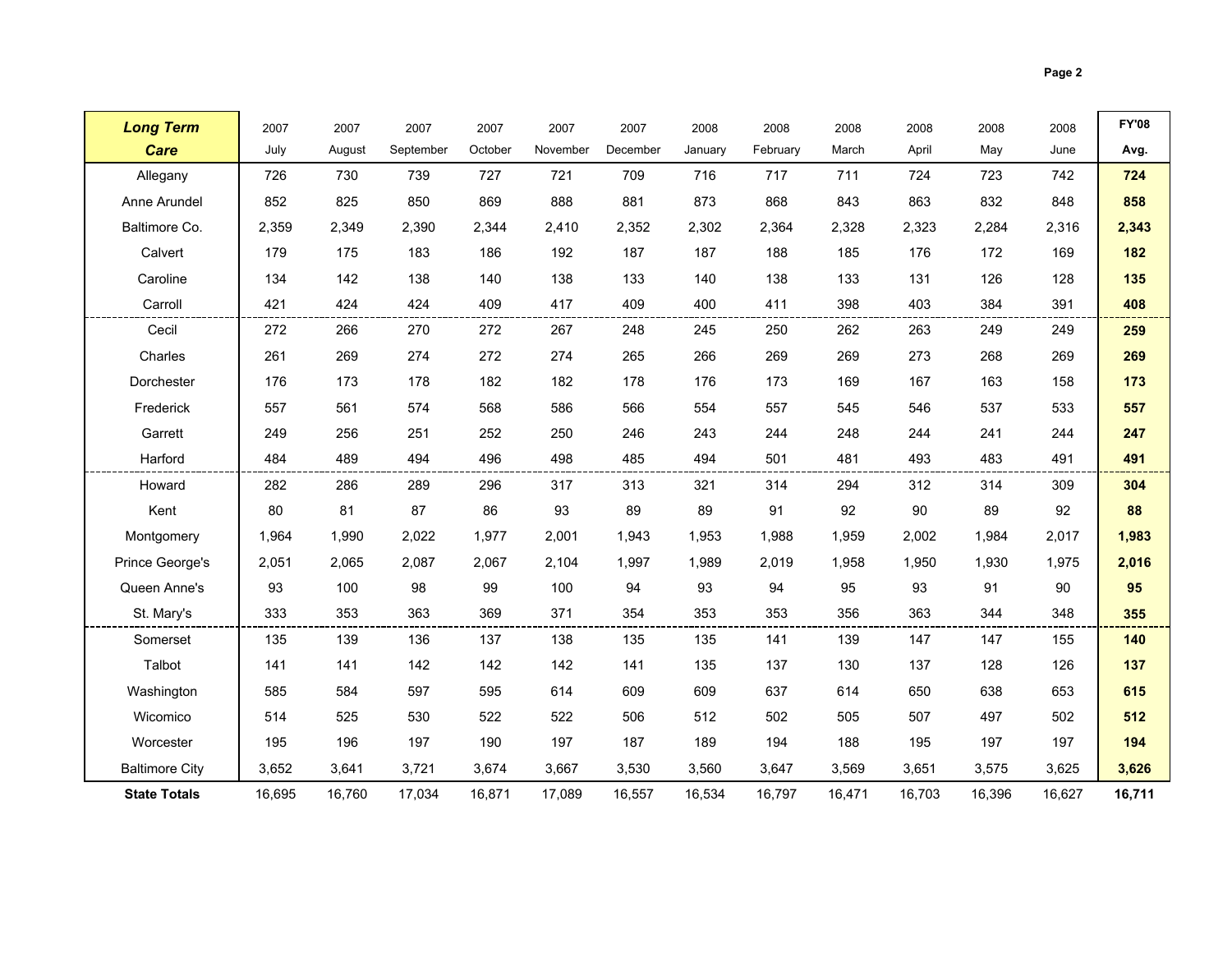| **Long Term Care** | 2007 July | 2007 August | 2007 September | 2007 October | 2007 November | 2007 December | 2008 January | 2008 February | 2008 March | 2008 April | 2008 May | 2008 June | **FY'08 Avg.** |
|---|---|---|---|---|---|---|---|---|---|---|---|---|---|
| Allegany | 726 | 730 | 739 | 727 | 721 | 709 | 716 | 717 | 711 | 724 | 723 | 742 | **724** |
| Anne Arundel | 852 | 825 | 850 | 869 | 888 | 881 | 873 | 868 | 843 | 863 | 832 | 848 | **858** |
| Baltimore Co. | 2,359 | 2,349 | 2,390 | 2,344 | 2,410 | 2,352 | 2,302 | 2,364 | 2,328 | 2,323 | 2,284 | 2,316 | **2,343** |
| Calvert | 179 | 175 | 183 | 186 | 192 | 187 | 187 | 188 | 185 | 176 | 172 | 169 | **182** |
| Caroline | 134 | 142 | 138 | 140 | 138 | 133 | 140 | 138 | 133 | 131 | 126 | 128 | **135** |
| Carroll | 421 | 424 | 424 | 409 | 417 | 409 | 400 | 411 | 398 | 403 | 384 | 391 | **408** |
| Cecil | 272 | 266 | 270 | 272 | 267 | 248 | 245 | 250 | 262 | 263 | 249 | 249 | **259** |
| Charles | 261 | 269 | 274 | 272 | 274 | 265 | 266 | 269 | 269 | 273 | 268 | 269 | **269** |
| Dorchester | 176 | 173 | 178 | 182 | 182 | 178 | 176 | 173 | 169 | 167 | 163 | 158 | **173** |
| Frederick | 557 | 561 | 574 | 568 | 586 | 566 | 554 | 557 | 545 | 546 | 537 | 533 | **557** |
| Garrett | 249 | 256 | 251 | 252 | 250 | 246 | 243 | 244 | 248 | 244 | 241 | 244 | **247** |
| Harford | 484 | 489 | 494 | 496 | 498 | 485 | 494 | 501 | 481 | 493 | 483 | 491 | **491** |
| Howard | 282 | 286 | 289 | 296 | 317 | 313 | 321 | 314 | 294 | 312 | 314 | 309 | **304** |
| Kent | 80 | 81 | 87 | 86 | 93 | 89 | 89 | 91 | 92 | 90 | 89 | 92 | **88** |
| Montgomery | 1,964 | 1,990 | 2,022 | 1,977 | 2,001 | 1,943 | 1,953 | 1,988 | 1,959 | 2,002 | 1,984 | 2,017 | **1,983** |
| Prince George's | 2,051 | 2,065 | 2,087 | 2,067 | 2,104 | 1,997 | 1,989 | 2,019 | 1,958 | 1,950 | 1,930 | 1,975 | **2,016** |
| Queen Anne's | 93 | 100 | 98 | 99 | 100 | 94 | 93 | 94 | 95 | 93 | 91 | 90 | **95** |
| St. Mary's | 333 | 353 | 363 | 369 | 371 | 354 | 353 | 353 | 356 | 363 | 344 | 348 | **355** |
| Somerset | 135 | 139 | 136 | 137 | 138 | 135 | 135 | 141 | 139 | 147 | 147 | 155 | **140** |
| Talbot | 141 | 141 | 142 | 142 | 142 | 141 | 135 | 137 | 130 | 137 | 128 | 126 | **137** |
| Washington | 585 | 584 | 597 | 595 | 614 | 609 | 609 | 637 | 614 | 650 | 638 | 653 | **615** |
| Wicomico | 514 | 525 | 530 | 522 | 522 | 506 | 512 | 502 | 505 | 507 | 497 | 502 | **512** |
| Worcester | 195 | 196 | 197 | 190 | 197 | 187 | 189 | 194 | 188 | 195 | 197 | 197 | **194** |
| Baltimore City | 3,652 | 3,641 | 3,721 | 3,674 | 3,667 | 3,530 | 3,560 | 3,647 | 3,569 | 3,651 | 3,575 | 3,625 | **3,626** |
| **State Totals** | 16,695 | 16,760 | 17,034 | 16,871 | 17,089 | 16,557 | 16,534 | 16,797 | 16,471 | 16,703 | 16,396 | 16,627 | **16,711** |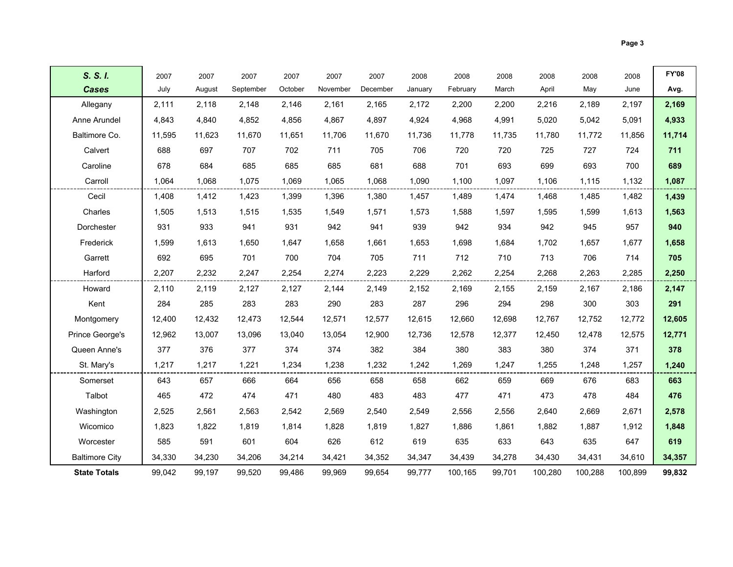| *S. S. I.* | 2007 | 2007 | 2007 | 2007 | 2007 | 2007 | 2008 | 2008 | 2008 | 2008 | 2008 | 2008 | **FY'08** |
|---|---|---|---|---|---|---|---|---|---|---|---|---|---|
| ***Cases*** | July | August | September | October | November | December | January | February | March | April | May | June | **Avg.** |
| Allegany | 2,111 | 2,118 | 2,148 | 2,146 | 2,161 | 2,165 | 2,172 | 2,200 | 2,200 | 2,216 | 2,189 | 2,197 | **2,169** |
| Anne Arundel | 4,843 | 4,840 | 4,852 | 4,856 | 4,867 | 4,897 | 4,924 | 4,968 | 4,991 | 5,020 | 5,042 | 5,091 | **4,933** |
| Baltimore Co. | 11,595 | 11,623 | 11,670 | 11,651 | 11,706 | 11,670 | 11,736 | 11,778 | 11,735 | 11,780 | 11,772 | 11,856 | **11,714** |
| Calvert | 688 | 697 | 707 | 702 | 711 | 705 | 706 | 720 | 720 | 725 | 727 | 724 | **711** |
| Caroline | 678 | 684 | 685 | 685 | 685 | 681 | 688 | 701 | 693 | 699 | 693 | 700 | **689** |
| Carroll | 1,064 | 1,068 | 1,075 | 1,069 | 1,065 | 1,068 | 1,090 | 1,100 | 1,097 | 1,106 | 1,115 | 1,132 | **1,087** |
| Cecil | 1,408 | 1,412 | 1,423 | 1,399 | 1,396 | 1,380 | 1,457 | 1,489 | 1,474 | 1,468 | 1,485 | 1,482 | **1,439** |
| Charles | 1,505 | 1,513 | 1,515 | 1,535 | 1,549 | 1,571 | 1,573 | 1,588 | 1,597 | 1,595 | 1,599 | 1,613 | **1,563** |
| Dorchester | 931 | 933 | 941 | 931 | 942 | 941 | 939 | 942 | 934 | 942 | 945 | 957 | **940** |
| Frederick | 1,599 | 1,613 | 1,650 | 1,647 | 1,658 | 1,661 | 1,653 | 1,698 | 1,684 | 1,702 | 1,657 | 1,677 | **1,658** |
| Garrett | 692 | 695 | 701 | 700 | 704 | 705 | 711 | 712 | 710 | 713 | 706 | 714 | **705** |
| Harford | 2,207 | 2,232 | 2,247 | 2,254 | 2,274 | 2,223 | 2,229 | 2,262 | 2,254 | 2,268 | 2,263 | 2,285 | **2,250** |
| Howard | 2,110 | 2,119 | 2,127 | 2,127 | 2,144 | 2,149 | 2,152 | 2,169 | 2,155 | 2,159 | 2,167 | 2,186 | **2,147** |
| Kent | 284 | 285 | 283 | 283 | 290 | 283 | 287 | 296 | 294 | 298 | 300 | 303 | **291** |
| Montgomery | 12,400 | 12,432 | 12,473 | 12,544 | 12,571 | 12,577 | 12,615 | 12,660 | 12,698 | 12,767 | 12,752 | 12,772 | **12,605** |
| Prince George's | 12,962 | 13,007 | 13,096 | 13,040 | 13,054 | 12,900 | 12,736 | 12,578 | 12,377 | 12,450 | 12,478 | 12,575 | **12,771** |
| Queen Anne's | 377 | 376 | 377 | 374 | 374 | 382 | 384 | 380 | 383 | 380 | 374 | 371 | **378** |
| St. Mary's | 1,217 | 1,217 | 1,221 | 1,234 | 1,238 | 1,232 | 1,242 | 1,269 | 1,247 | 1,255 | 1,248 | 1,257 | **1,240** |
| Somerset | 643 | 657 | 666 | 664 | 656 | 658 | 658 | 662 | 659 | 669 | 676 | 683 | **663** |
| Talbot | 465 | 472 | 474 | 471 | 480 | 483 | 483 | 477 | 471 | 473 | 478 | 484 | **476** |
| Washington | 2,525 | 2,561 | 2,563 | 2,542 | 2,569 | 2,540 | 2,549 | 2,556 | 2,556 | 2,640 | 2,669 | 2,671 | **2,578** |
| Wicomico | 1,823 | 1,822 | 1,819 | 1,814 | 1,828 | 1,819 | 1,827 | 1,886 | 1,861 | 1,882 | 1,887 | 1,912 | **1,848** |
| Worcester | 585 | 591 | 601 | 604 | 626 | 612 | 619 | 635 | 633 | 643 | 635 | 647 | **619** |
| Baltimore City | 34,330 | 34,230 | 34,206 | 34,214 | 34,421 | 34,352 | 34,347 | 34,439 | 34,278 | 34,430 | 34,431 | 34,610 | **34,357** |
| **State Totals** | 99,042 | 99,197 | 99,520 | 99,486 | 99,969 | 99,654 | 99,777 | 100,165 | 99,701 | 100,280 | 100,288 | 100,899 | **99,832** |